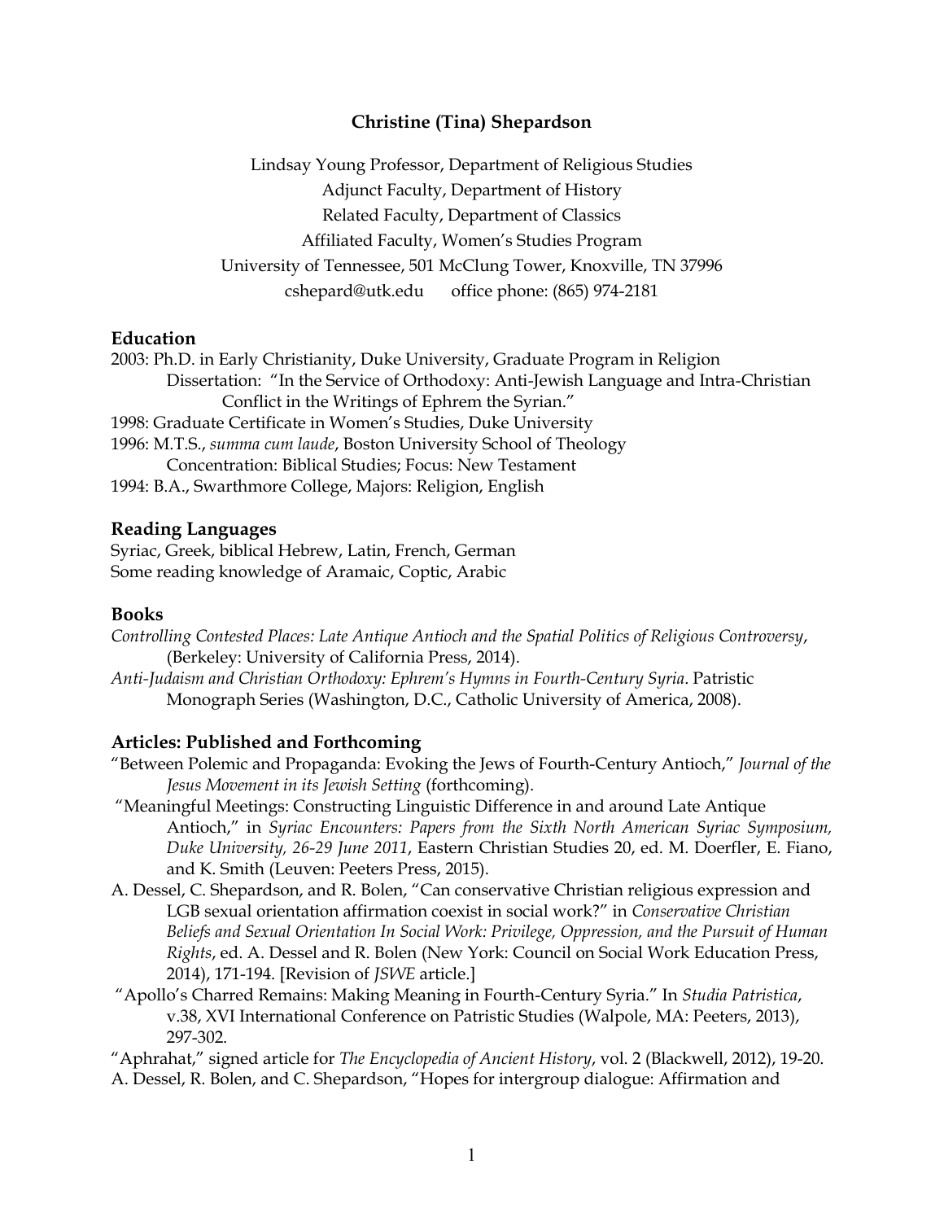# Christine (Tina) Shepardson

Lindsay Young Professor, Department of Religious Studies
Adjunct Faculty, Department of History
Related Faculty, Department of Classics
Affiliated Faculty, Women's Studies Program
University of Tennessee, 501 McClung Tower, Knoxville, TN 37996
cshepard@utk.edu    office phone: (865) 974-2181

## Education

2003: Ph.D. in Early Christianity, Duke University, Graduate Program in Religion
  Dissertation: "In the Service of Orthodoxy: Anti-Jewish Language and Intra-Christian Conflict in the Writings of Ephrem the Syrian."
1998: Graduate Certificate in Women's Studies, Duke University
1996: M.T.S., *summa cum laude*, Boston University School of Theology
  Concentration: Biblical Studies; Focus: New Testament
1994: B.A., Swarthmore College, Majors: Religion, English

## Reading Languages

Syriac, Greek, biblical Hebrew, Latin, French, German
Some reading knowledge of Aramaic, Coptic, Arabic

## Books

*Controlling Contested Places: Late Antique Antioch and the Spatial Politics of Religious Controversy*, (Berkeley: University of California Press, 2014).

*Anti-Judaism and Christian Orthodoxy: Ephrem's Hymns in Fourth-Century Syria*. Patristic Monograph Series (Washington, D.C., Catholic University of America, 2008).

## Articles: Published and Forthcoming

"Between Polemic and Propaganda: Evoking the Jews of Fourth-Century Antioch," *Journal of the Jesus Movement in its Jewish Setting* (forthcoming).

"Meaningful Meetings: Constructing Linguistic Difference in and around Late Antique Antioch," in *Syriac Encounters: Papers from the Sixth North American Syriac Symposium, Duke University, 26-29 June 2011*, Eastern Christian Studies 20, ed. M. Doerfler, E. Fiano, and K. Smith (Leuven: Peeters Press, 2015).

A. Dessel, C. Shepardson, and R. Bolen, "Can conservative Christian religious expression and LGB sexual orientation affirmation coexist in social work?" in *Conservative Christian Beliefs and Sexual Orientation In Social Work: Privilege, Oppression, and the Pursuit of Human Rights*, ed. A. Dessel and R. Bolen (New York: Council on Social Work Education Press, 2014), 171-194. [Revision of *JSWE* article.]

"Apollo's Charred Remains: Making Meaning in Fourth-Century Syria." In *Studia Patristica*, v.38, XVI International Conference on Patristic Studies (Walpole, MA: Peeters, 2013), 297-302.

"Aphrahat," signed article for *The Encyclopedia of Ancient History*, vol. 2 (Blackwell, 2012), 19-20.

A. Dessel, R. Bolen, and C. Shepardson, "Hopes for intergroup dialogue: Affirmation and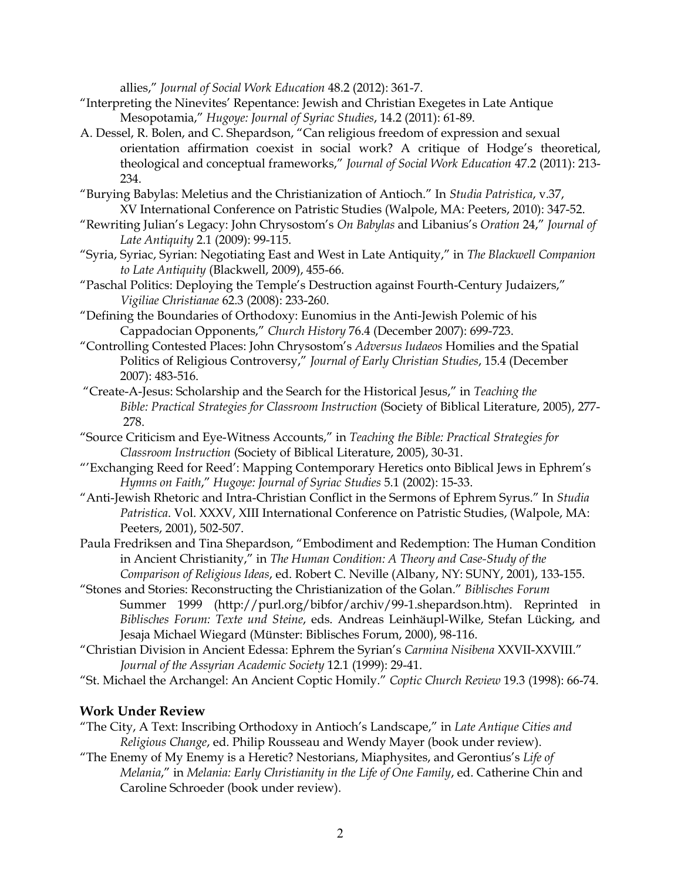allies," *Journal of Social Work Education* 48.2 (2012): 361-7.

"Interpreting the Ninevites' Repentance: Jewish and Christian Exegetes in Late Antique Mesopotamia," *Hugoye: Journal of Syriac Studies*, 14.2 (2011): 61-89.

A. Dessel, R. Bolen, and C. Shepardson, "Can religious freedom of expression and sexual orientation affirmation coexist in social work? A critique of Hodge's theoretical, theological and conceptual frameworks," *Journal of Social Work Education* 47.2 (2011): 213-234.

"Burying Babylas: Meletius and the Christianization of Antioch." In *Studia Patristica*, v.37, XV International Conference on Patristic Studies (Walpole, MA: Peeters, 2010): 347-52.

"Rewriting Julian's Legacy: John Chrysostom's *On Babylas* and Libanius's *Oration* 24," *Journal of Late Antiquity* 2.1 (2009): 99-115.

"Syria, Syriac, Syrian: Negotiating East and West in Late Antiquity," in *The Blackwell Companion to Late Antiquity* (Blackwell, 2009), 455-66.

"Paschal Politics: Deploying the Temple's Destruction against Fourth-Century Judaizers," *Vigiliae Christianae* 62.3 (2008): 233-260.

"Defining the Boundaries of Orthodoxy: Eunomius in the Anti-Jewish Polemic of his Cappadocian Opponents," *Church History* 76.4 (December 2007): 699-723.

"Controlling Contested Places: John Chrysostom's *Adversus Iudaeos* Homilies and the Spatial Politics of Religious Controversy," *Journal of Early Christian Studies*, 15.4 (December 2007): 483-516.

"Create-A-Jesus: Scholarship and the Search for the Historical Jesus," in *Teaching the Bible: Practical Strategies for Classroom Instruction* (Society of Biblical Literature, 2005), 277-278.

"Source Criticism and Eye-Witness Accounts," in *Teaching the Bible: Practical Strategies for Classroom Instruction* (Society of Biblical Literature, 2005), 30-31.

"'Exchanging Reed for Reed': Mapping Contemporary Heretics onto Biblical Jews in Ephrem's *Hymns on Faith*," *Hugoye: Journal of Syriac Studies* 5.1 (2002): 15-33.

"Anti-Jewish Rhetoric and Intra-Christian Conflict in the Sermons of Ephrem Syrus." In *Studia Patristica*. Vol. XXXV, XIII International Conference on Patristic Studies, (Walpole, MA: Peeters, 2001), 502-507.

Paula Fredriksen and Tina Shepardson, "Embodiment and Redemption: The Human Condition in Ancient Christianity," in *The Human Condition: A Theory and Case-Study of the Comparison of Religious Ideas*, ed. Robert C. Neville (Albany, NY: SUNY, 2001), 133-155.

"Stones and Stories: Reconstructing the Christianization of the Golan." *Biblisches Forum* Summer 1999 (http://purl.org/bibfor/archiv/99-1.shepardson.htm). Reprinted in *Biblisches Forum: Texte und Steine*, eds. Andreas Leinhäupl-Wilke, Stefan Lücking, and Jesaja Michael Wiegard (Münster: Biblisches Forum, 2000), 98-116.

"Christian Division in Ancient Edessa: Ephrem the Syrian's *Carmina Nisibena* XXVII-XXVIII." *Journal of the Assyrian Academic Society* 12.1 (1999): 29-41.

"St. Michael the Archangel: An Ancient Coptic Homily." *Coptic Church Review* 19.3 (1998): 66-74.

## Work Under Review

"The City, A Text: Inscribing Orthodoxy in Antioch's Landscape," in *Late Antique Cities and Religious Change*, ed. Philip Rousseau and Wendy Mayer (book under review).

"The Enemy of My Enemy is a Heretic? Nestorians, Miaphysites, and Gerontius's *Life of Melania*," in *Melania: Early Christianity in the Life of One Family*, ed. Catherine Chin and Caroline Schroeder (book under review).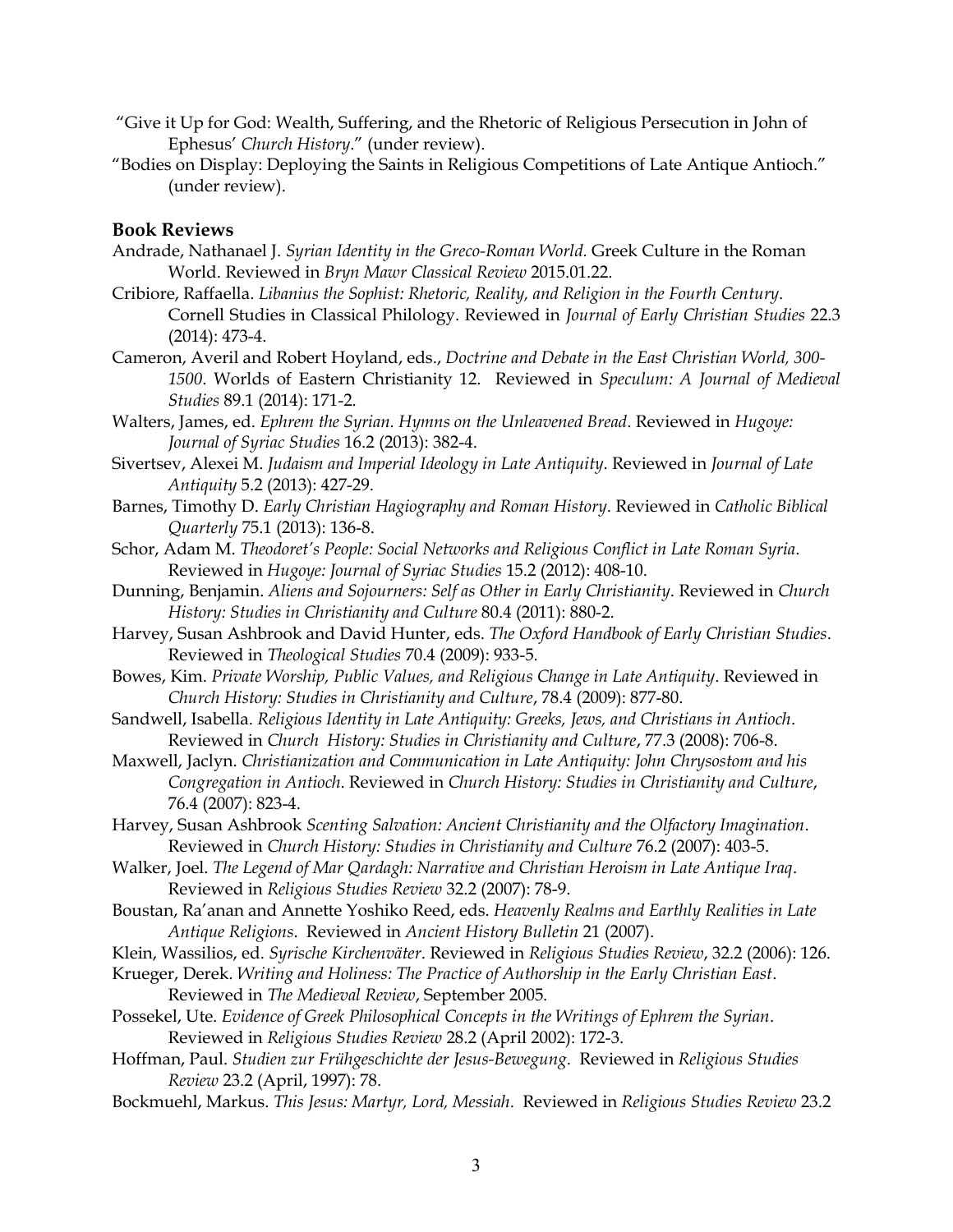"Give it Up for God: Wealth, Suffering, and the Rhetoric of Religious Persecution in John of Ephesus' *Church History*." (under review).

"Bodies on Display: Deploying the Saints in Religious Competitions of Late Antique Antioch." (under review).

### Book Reviews

Andrade, Nathanael J. *Syrian Identity in the Greco-Roman World.* Greek Culture in the Roman World. Reviewed in *Bryn Mawr Classical Review* 2015.01.22.

Cribiore, Raffaella. *Libanius the Sophist: Rhetoric, Reality, and Religion in the Fourth Century*. Cornell Studies in Classical Philology. Reviewed in *Journal of Early Christian Studies* 22.3 (2014): 473-4.

Cameron, Averil and Robert Hoyland, eds., *Doctrine and Debate in the East Christian World, 300-1500*. Worlds of Eastern Christianity 12. Reviewed in *Speculum: A Journal of Medieval Studies* 89.1 (2014): 171-2.

Walters, James, ed. *Ephrem the Syrian. Hymns on the Unleavened Bread*. Reviewed in *Hugoye: Journal of Syriac Studies* 16.2 (2013): 382-4.

Sivertsev, Alexei M. *Judaism and Imperial Ideology in Late Antiquity*. Reviewed in *Journal of Late Antiquity* 5.2 (2013): 427-29.

Barnes, Timothy D. *Early Christian Hagiography and Roman History*. Reviewed in *Catholic Biblical Quarterly* 75.1 (2013): 136-8.

Schor, Adam M. *Theodoret's People: Social Networks and Religious Conflict in Late Roman Syria*. Reviewed in *Hugoye: Journal of Syriac Studies* 15.2 (2012): 408-10.

Dunning, Benjamin. *Aliens and Sojourners: Self as Other in Early Christianity*. Reviewed in *Church History: Studies in Christianity and Culture* 80.4 (2011): 880-2.

Harvey, Susan Ashbrook and David Hunter, eds. *The Oxford Handbook of Early Christian Studies*. Reviewed in *Theological Studies* 70.4 (2009): 933-5.

Bowes, Kim. *Private Worship, Public Values, and Religious Change in Late Antiquity*. Reviewed in *Church History: Studies in Christianity and Culture*, 78.4 (2009): 877-80.

Sandwell, Isabella. *Religious Identity in Late Antiquity: Greeks, Jews, and Christians in Antioch*. Reviewed in *Church History: Studies in Christianity and Culture*, 77.3 (2008): 706-8.

Maxwell, Jaclyn. *Christianization and Communication in Late Antiquity: John Chrysostom and his Congregation in Antioch*. Reviewed in *Church History: Studies in Christianity and Culture*, 76.4 (2007): 823-4.

Harvey, Susan Ashbrook *Scenting Salvation: Ancient Christianity and the Olfactory Imagination*. Reviewed in *Church History: Studies in Christianity and Culture* 76.2 (2007): 403-5.

Walker, Joel. *The Legend of Mar Qardagh: Narrative and Christian Heroism in Late Antique Iraq*. Reviewed in *Religious Studies Review* 32.2 (2007): 78-9.

Boustan, Ra'anan and Annette Yoshiko Reed, eds. *Heavenly Realms and Earthly Realities in Late Antique Religions*. Reviewed in *Ancient History Bulletin* 21 (2007).

Klein, Wassilios, ed. *Syrische Kirchenväter*. Reviewed in *Religious Studies Review*, 32.2 (2006): 126.

Krueger, Derek. *Writing and Holiness: The Practice of Authorship in the Early Christian East*. Reviewed in *The Medieval Review*, September 2005.

Possekel, Ute. *Evidence of Greek Philosophical Concepts in the Writings of Ephrem the Syrian*. Reviewed in *Religious Studies Review* 28.2 (April 2002): 172-3.

Hoffman, Paul. *Studien zur Frühgeschichte der Jesus-Bewegung*. Reviewed in *Religious Studies Review* 23.2 (April, 1997): 78.

Bockmuehl, Markus. *This Jesus: Martyr, Lord, Messiah*. Reviewed in *Religious Studies Review* 23.2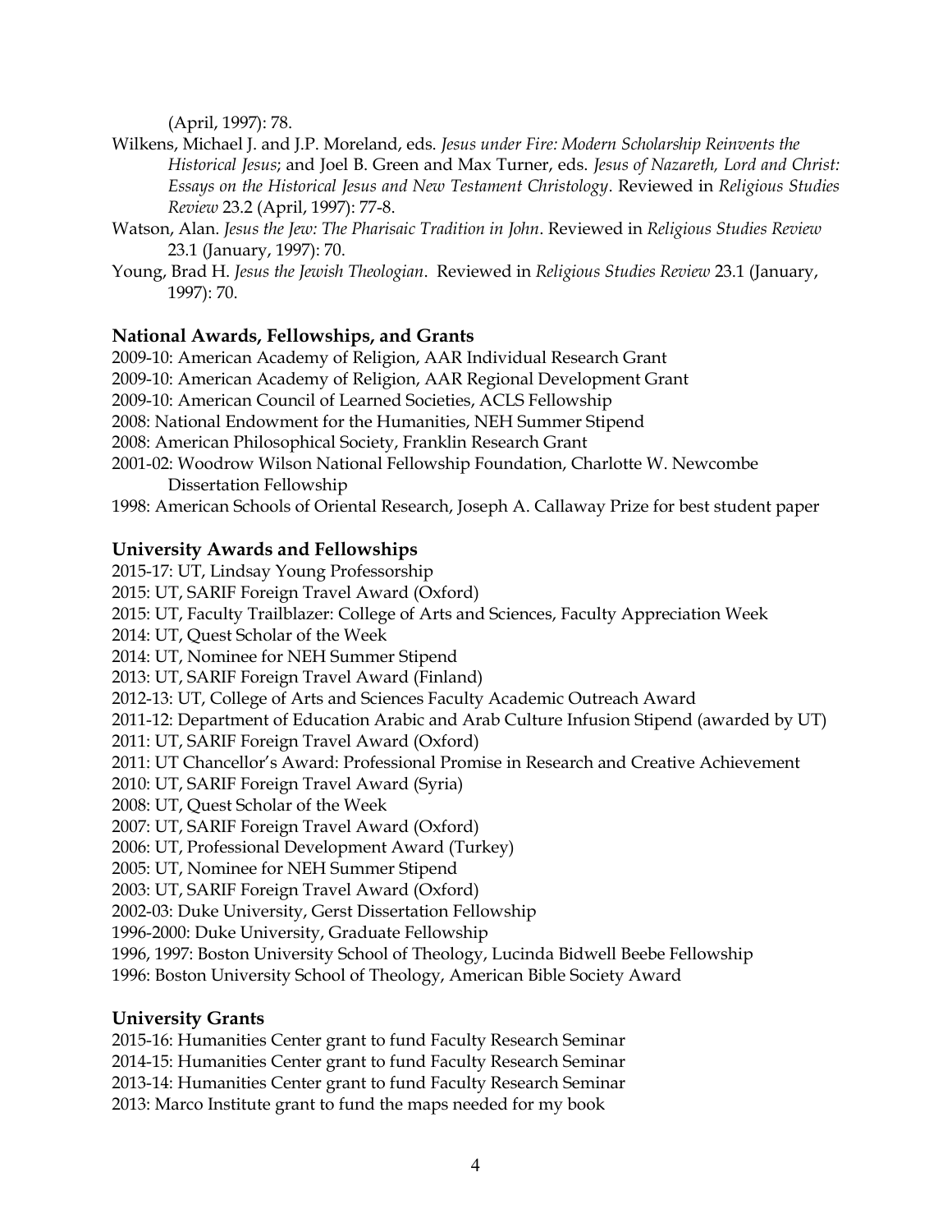(April, 1997): 78.

Wilkens, Michael J. and J.P. Moreland, eds. *Jesus under Fire: Modern Scholarship Reinvents the Historical Jesus*; and Joel B. Green and Max Turner, eds. *Jesus of Nazareth, Lord and Christ: Essays on the Historical Jesus and New Testament Christology*. Reviewed in *Religious Studies Review* 23.2 (April, 1997): 77-8.

Watson, Alan. *Jesus the Jew: The Pharisaic Tradition in John*. Reviewed in *Religious Studies Review* 23.1 (January, 1997): 70.

Young, Brad H. *Jesus the Jewish Theologian*. Reviewed in *Religious Studies Review* 23.1 (January, 1997): 70.

## National Awards, Fellowships, and Grants

2009-10: American Academy of Religion, AAR Individual Research Grant
2009-10: American Academy of Religion, AAR Regional Development Grant
2009-10: American Council of Learned Societies, ACLS Fellowship
2008: National Endowment for the Humanities, NEH Summer Stipend
2008: American Philosophical Society, Franklin Research Grant
2001-02: Woodrow Wilson National Fellowship Foundation, Charlotte W. Newcombe Dissertation Fellowship
1998: American Schools of Oriental Research, Joseph A. Callaway Prize for best student paper

## University Awards and Fellowships

2015-17: UT, Lindsay Young Professorship
2015: UT, SARIF Foreign Travel Award (Oxford)
2015: UT, Faculty Trailblazer: College of Arts and Sciences, Faculty Appreciation Week
2014: UT, Quest Scholar of the Week
2014: UT, Nominee for NEH Summer Stipend
2013: UT, SARIF Foreign Travel Award (Finland)
2012-13: UT, College of Arts and Sciences Faculty Academic Outreach Award
2011-12: Department of Education Arabic and Arab Culture Infusion Stipend (awarded by UT)
2011: UT, SARIF Foreign Travel Award (Oxford)
2011: UT Chancellor's Award: Professional Promise in Research and Creative Achievement
2010: UT, SARIF Foreign Travel Award (Syria)
2008: UT, Quest Scholar of the Week
2007: UT, SARIF Foreign Travel Award (Oxford)
2006: UT, Professional Development Award (Turkey)
2005: UT, Nominee for NEH Summer Stipend
2003: UT, SARIF Foreign Travel Award (Oxford)
2002-03: Duke University, Gerst Dissertation Fellowship
1996-2000: Duke University, Graduate Fellowship
1996, 1997: Boston University School of Theology, Lucinda Bidwell Beebe Fellowship
1996: Boston University School of Theology, American Bible Society Award

## University Grants

2015-16: Humanities Center grant to fund Faculty Research Seminar
2014-15: Humanities Center grant to fund Faculty Research Seminar
2013-14: Humanities Center grant to fund Faculty Research Seminar
2013: Marco Institute grant to fund the maps needed for my book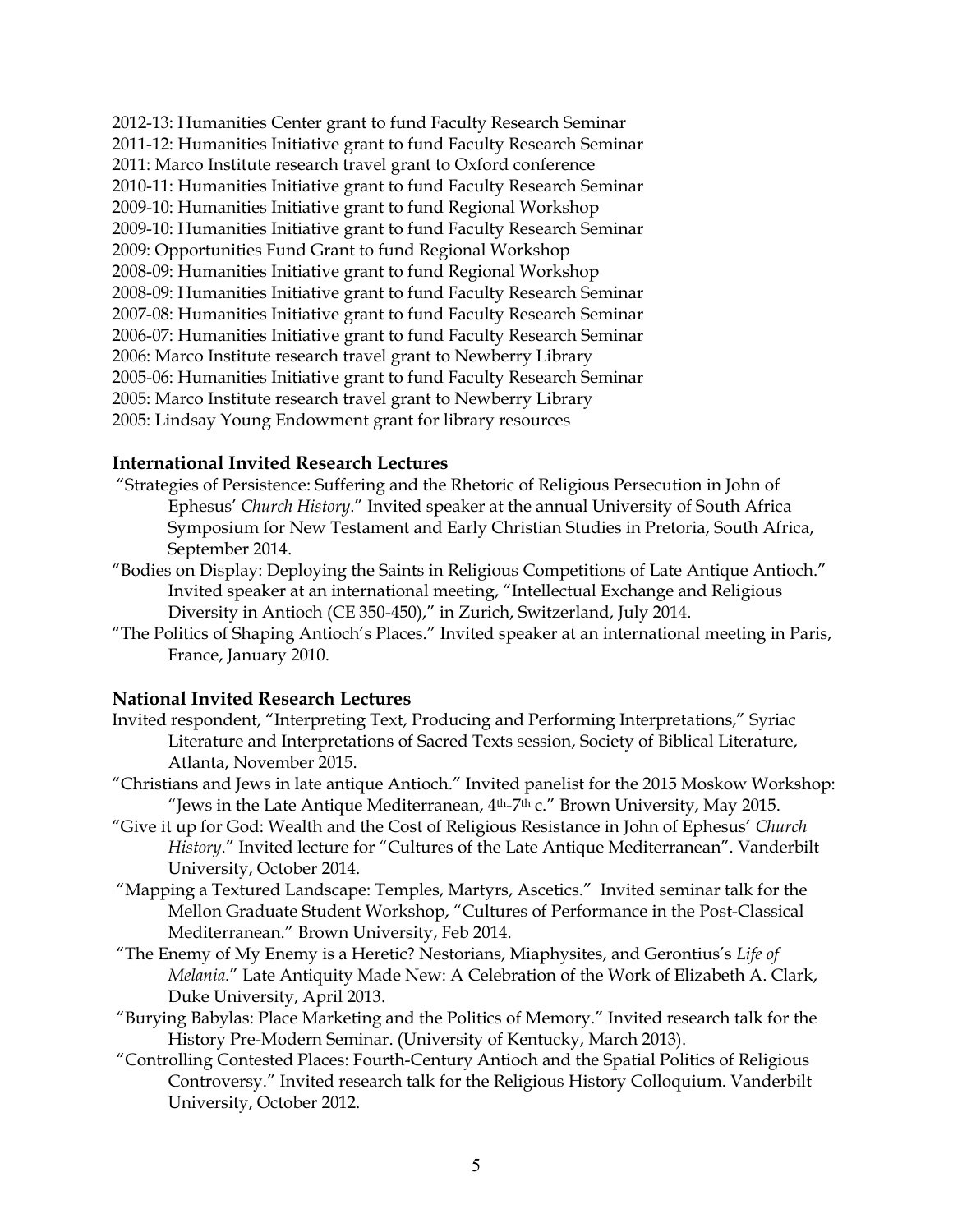2012-13: Humanities Center grant to fund Faculty Research Seminar
2011-12: Humanities Initiative grant to fund Faculty Research Seminar
2011: Marco Institute research travel grant to Oxford conference
2010-11: Humanities Initiative grant to fund Faculty Research Seminar
2009-10: Humanities Initiative grant to fund Regional Workshop
2009-10: Humanities Initiative grant to fund Faculty Research Seminar
2009: Opportunities Fund Grant to fund Regional Workshop
2008-09: Humanities Initiative grant to fund Regional Workshop
2008-09: Humanities Initiative grant to fund Faculty Research Seminar
2007-08: Humanities Initiative grant to fund Faculty Research Seminar
2006-07: Humanities Initiative grant to fund Faculty Research Seminar
2006: Marco Institute research travel grant to Newberry Library
2005-06: Humanities Initiative grant to fund Faculty Research Seminar
2005: Marco Institute research travel grant to Newberry Library
2005: Lindsay Young Endowment grant for library resources

**International Invited Research Lectures**

"Strategies of Persistence: Suffering and the Rhetoric of Religious Persecution in John of Ephesus' *Church History*." Invited speaker at the annual University of South Africa Symposium for New Testament and Early Christian Studies in Pretoria, South Africa, September 2014.

"Bodies on Display: Deploying the Saints in Religious Competitions of Late Antique Antioch." Invited speaker at an international meeting, "Intellectual Exchange and Religious Diversity in Antioch (CE 350-450)," in Zurich, Switzerland, July 2014.

"The Politics of Shaping Antioch's Places." Invited speaker at an international meeting in Paris, France, January 2010.

**National Invited Research Lectures**

Invited respondent, "Interpreting Text, Producing and Performing Interpretations," Syriac Literature and Interpretations of Sacred Texts session, Society of Biblical Literature, Atlanta, November 2015.

"Christians and Jews in late antique Antioch." Invited panelist for the 2015 Moskow Workshop: "Jews in the Late Antique Mediterranean, 4th-7th c." Brown University, May 2015.

"Give it up for God: Wealth and the Cost of Religious Resistance in John of Ephesus' *Church History*." Invited lecture for "Cultures of the Late Antique Mediterranean". Vanderbilt University, October 2014.

"Mapping a Textured Landscape: Temples, Martyrs, Ascetics." Invited seminar talk for the Mellon Graduate Student Workshop, "Cultures of Performance in the Post-Classical Mediterranean." Brown University, Feb 2014.

"The Enemy of My Enemy is a Heretic? Nestorians, Miaphysites, and Gerontius's *Life of Melania*." Late Antiquity Made New: A Celebration of the Work of Elizabeth A. Clark, Duke University, April 2013.

"Burying Babylas: Place Marketing and the Politics of Memory." Invited research talk for the History Pre-Modern Seminar. (University of Kentucky, March 2013).

"Controlling Contested Places: Fourth-Century Antioch and the Spatial Politics of Religious Controversy." Invited research talk for the Religious History Colloquium. Vanderbilt University, October 2012.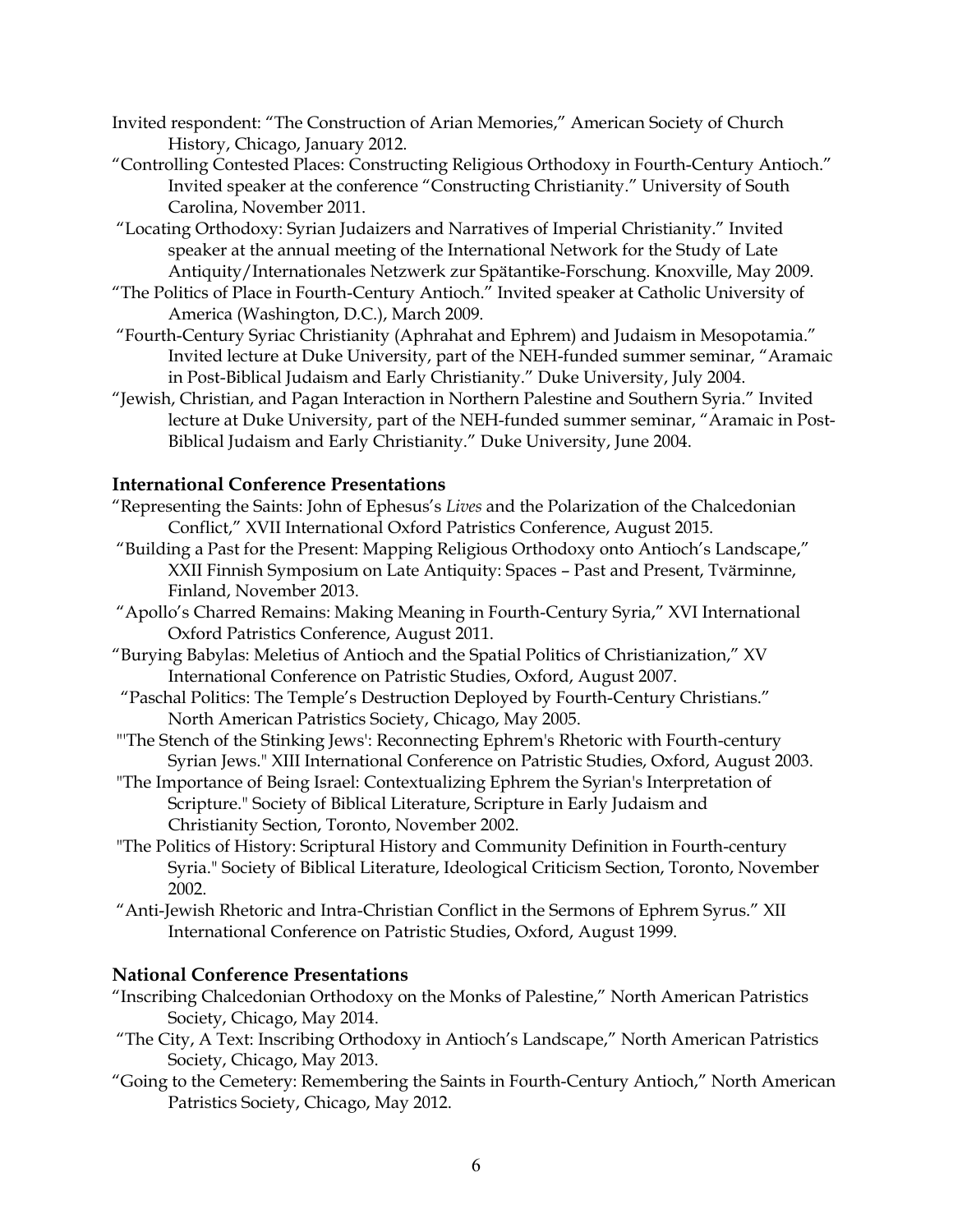Invited respondent: "The Construction of Arian Memories," American Society of Church History, Chicago, January 2012.

"Controlling Contested Places: Constructing Religious Orthodoxy in Fourth-Century Antioch." Invited speaker at the conference "Constructing Christianity." University of South Carolina, November 2011.

"Locating Orthodoxy: Syrian Judaizers and Narratives of Imperial Christianity." Invited speaker at the annual meeting of the International Network for the Study of Late Antiquity/Internationales Netzwerk zur Spätantike-Forschung. Knoxville, May 2009.

"The Politics of Place in Fourth-Century Antioch." Invited speaker at Catholic University of America (Washington, D.C.), March 2009.

"Fourth-Century Syriac Christianity (Aphrahat and Ephrem) and Judaism in Mesopotamia." Invited lecture at Duke University, part of the NEH-funded summer seminar, "Aramaic in Post-Biblical Judaism and Early Christianity." Duke University, July 2004.

"Jewish, Christian, and Pagan Interaction in Northern Palestine and Southern Syria." Invited lecture at Duke University, part of the NEH-funded summer seminar, "Aramaic in Post-Biblical Judaism and Early Christianity." Duke University, June 2004.

### International Conference Presentations

"Representing the Saints: John of Ephesus's *Lives* and the Polarization of the Chalcedonian Conflict," XVII International Oxford Patristics Conference, August 2015.

"Building a Past for the Present: Mapping Religious Orthodoxy onto Antioch's Landscape," XXII Finnish Symposium on Late Antiquity: Spaces – Past and Present, Tvärminne, Finland, November 2013.

"Apollo's Charred Remains: Making Meaning in Fourth-Century Syria," XVI International Oxford Patristics Conference, August 2011.

"Burying Babylas: Meletius of Antioch and the Spatial Politics of Christianization," XV International Conference on Patristic Studies, Oxford, August 2007.

"Paschal Politics: The Temple's Destruction Deployed by Fourth-Century Christians." North American Patristics Society, Chicago, May 2005.

"'The Stench of the Stinking Jews': Reconnecting Ephrem's Rhetoric with Fourth-century Syrian Jews." XIII International Conference on Patristic Studies, Oxford, August 2003.

"The Importance of Being Israel: Contextualizing Ephrem the Syrian's Interpretation of Scripture." Society of Biblical Literature, Scripture in Early Judaism and Christianity Section, Toronto, November 2002.

"The Politics of History: Scriptural History and Community Definition in Fourth-century Syria." Society of Biblical Literature, Ideological Criticism Section, Toronto, November 2002.

"Anti-Jewish Rhetoric and Intra-Christian Conflict in the Sermons of Ephrem Syrus." XII International Conference on Patristic Studies, Oxford, August 1999.

### National Conference Presentations

"Inscribing Chalcedonian Orthodoxy on the Monks of Palestine," North American Patristics Society, Chicago, May 2014.

"The City, A Text: Inscribing Orthodoxy in Antioch's Landscape," North American Patristics Society, Chicago, May 2013.

"Going to the Cemetery: Remembering the Saints in Fourth-Century Antioch," North American Patristics Society, Chicago, May 2012.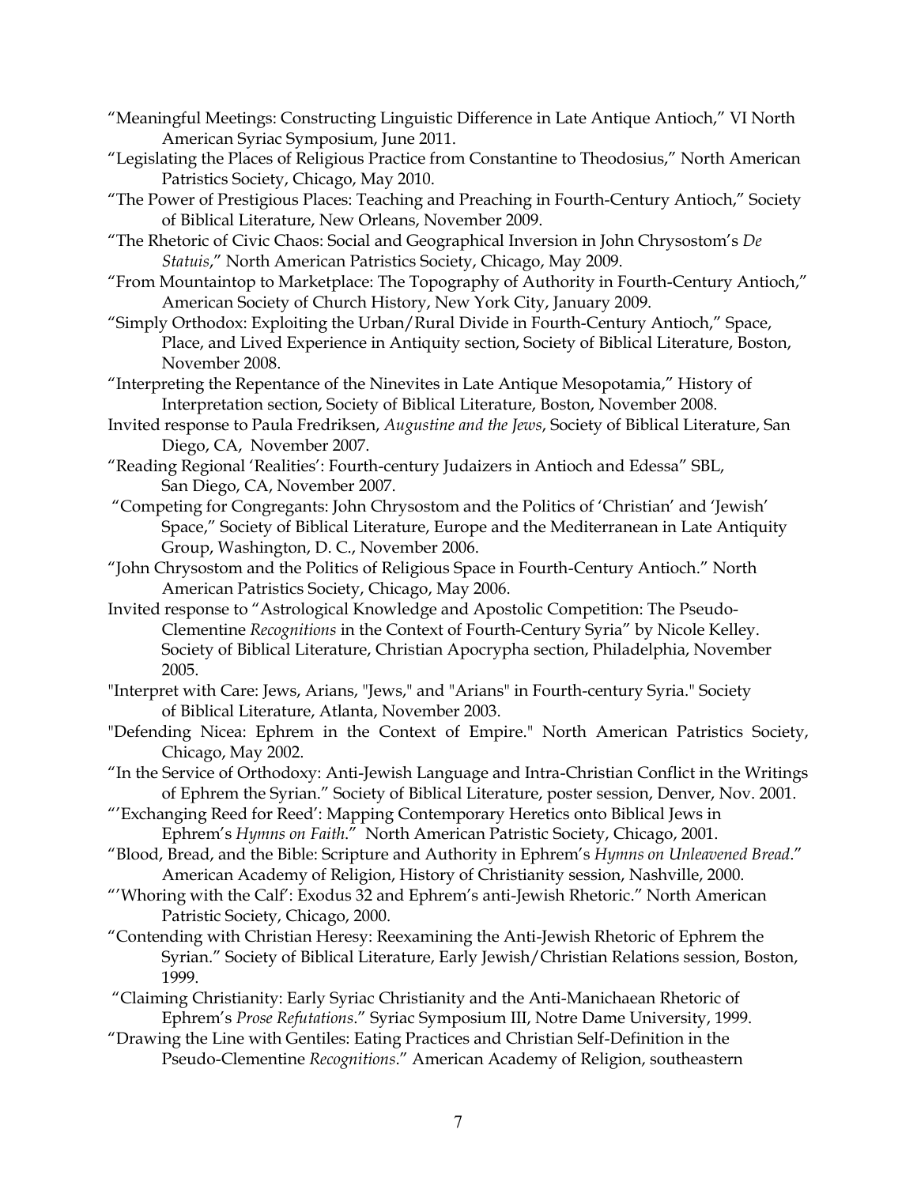"Meaningful Meetings: Constructing Linguistic Difference in Late Antique Antioch," VI North American Syriac Symposium, June 2011.

"Legislating the Places of Religious Practice from Constantine to Theodosius," North American Patristics Society, Chicago, May 2010.

"The Power of Prestigious Places: Teaching and Preaching in Fourth-Century Antioch," Society of Biblical Literature, New Orleans, November 2009.

"The Rhetoric of Civic Chaos: Social and Geographical Inversion in John Chrysostom's *De Statuis*," North American Patristics Society, Chicago, May 2009.

"From Mountaintop to Marketplace: The Topography of Authority in Fourth-Century Antioch," American Society of Church History, New York City, January 2009.

"Simply Orthodox: Exploiting the Urban/Rural Divide in Fourth-Century Antioch," Space, Place, and Lived Experience in Antiquity section, Society of Biblical Literature, Boston, November 2008.

"Interpreting the Repentance of the Ninevites in Late Antique Mesopotamia," History of Interpretation section, Society of Biblical Literature, Boston, November 2008.

Invited response to Paula Fredriksen, *Augustine and the Jews*, Society of Biblical Literature, San Diego, CA, November 2007.

"Reading Regional 'Realities': Fourth-century Judaizers in Antioch and Edessa" SBL, San Diego, CA, November 2007.

"Competing for Congregants: John Chrysostom and the Politics of 'Christian' and 'Jewish' Space," Society of Biblical Literature, Europe and the Mediterranean in Late Antiquity Group, Washington, D. C., November 2006.

"John Chrysostom and the Politics of Religious Space in Fourth-Century Antioch." North American Patristics Society, Chicago, May 2006.

Invited response to "Astrological Knowledge and Apostolic Competition: The Pseudo-Clementine *Recognitions* in the Context of Fourth-Century Syria" by Nicole Kelley. Society of Biblical Literature, Christian Apocrypha section, Philadelphia, November 2005.

"Interpret with Care: Jews, Arians, "Jews," and "Arians" in Fourth-century Syria." Society of Biblical Literature, Atlanta, November 2003.

"Defending Nicea: Ephrem in the Context of Empire." North American Patristics Society, Chicago, May 2002.

"In the Service of Orthodoxy: Anti-Jewish Language and Intra-Christian Conflict in the Writings of Ephrem the Syrian." Society of Biblical Literature, poster session, Denver, Nov. 2001.

"'Exchanging Reed for Reed': Mapping Contemporary Heretics onto Biblical Jews in Ephrem's *Hymns on Faith*." North American Patristic Society, Chicago, 2001.

"Blood, Bread, and the Bible: Scripture and Authority in Ephrem's *Hymns on Unleavened Bread*." American Academy of Religion, History of Christianity session, Nashville, 2000.

"'Whoring with the Calf': Exodus 32 and Ephrem's anti-Jewish Rhetoric." North American Patristic Society, Chicago, 2000.

"Contending with Christian Heresy: Reexamining the Anti-Jewish Rhetoric of Ephrem the Syrian." Society of Biblical Literature, Early Jewish/Christian Relations session, Boston, 1999.

"Claiming Christianity: Early Syriac Christianity and the Anti-Manichaean Rhetoric of Ephrem's *Prose Refutations*." Syriac Symposium III, Notre Dame University, 1999.

"Drawing the Line with Gentiles: Eating Practices and Christian Self-Definition in the Pseudo-Clementine *Recognitions*." American Academy of Religion, southeastern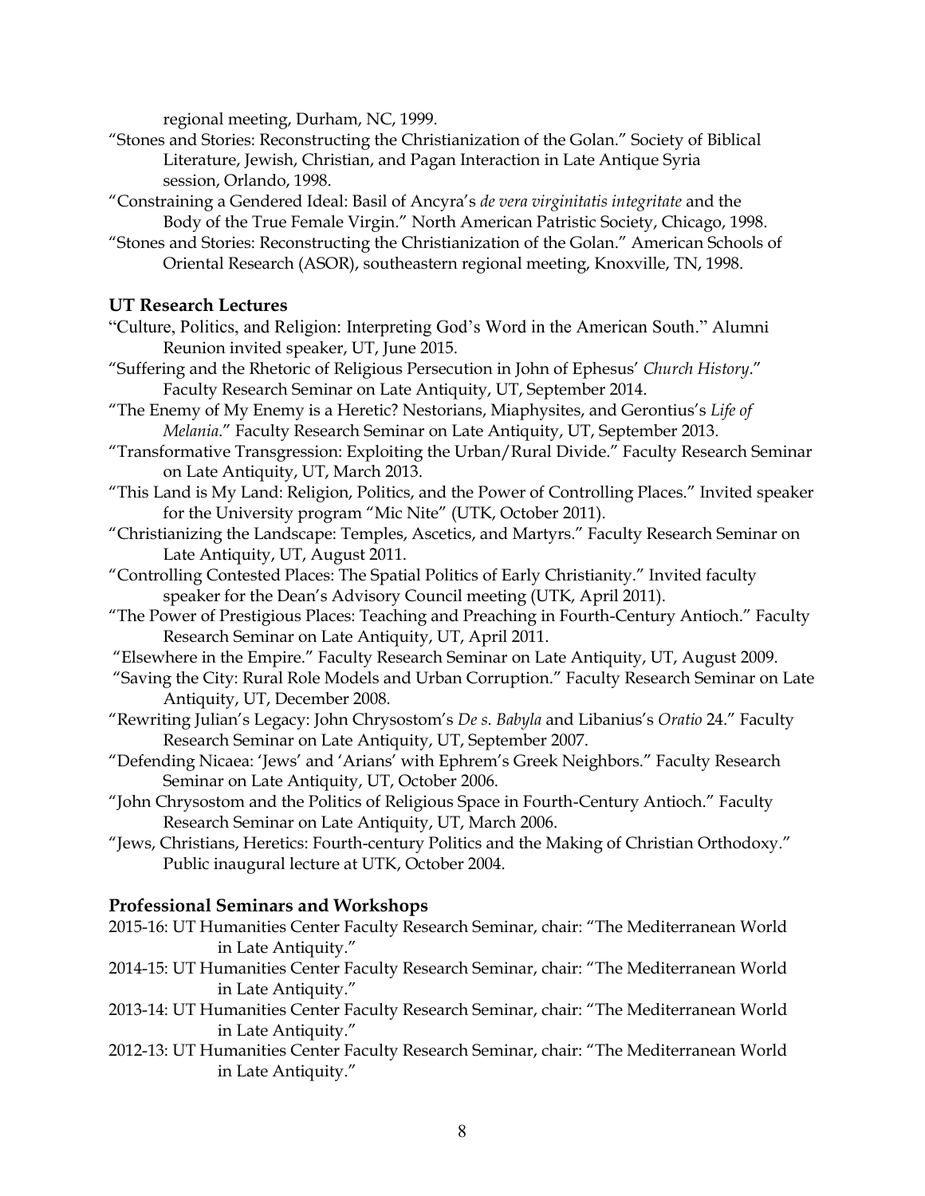regional meeting, Durham, NC, 1999.

"Stones and Stories: Reconstructing the Christianization of the Golan." Society of Biblical Literature, Jewish, Christian, and Pagan Interaction in Late Antique Syria session, Orlando, 1998.

"Constraining a Gendered Ideal: Basil of Ancyra's *de vera virginitatis integritate* and the Body of the True Female Virgin." North American Patristic Society, Chicago, 1998.

"Stones and Stories: Reconstructing the Christianization of the Golan." American Schools of Oriental Research (ASOR), southeastern regional meeting, Knoxville, TN, 1998.

### UT Research Lectures

"Culture, Politics, and Religion: Interpreting God's Word in the American South." Alumni Reunion invited speaker, UT, June 2015.

"Suffering and the Rhetoric of Religious Persecution in John of Ephesus' *Church History*." Faculty Research Seminar on Late Antiquity, UT, September 2014.

"The Enemy of My Enemy is a Heretic? Nestorians, Miaphysites, and Gerontius's *Life of Melania*." Faculty Research Seminar on Late Antiquity, UT, September 2013.

"Transformative Transgression: Exploiting the Urban/Rural Divide." Faculty Research Seminar on Late Antiquity, UT, March 2013.

"This Land is My Land: Religion, Politics, and the Power of Controlling Places." Invited speaker for the University program "Mic Nite" (UTK, October 2011).

"Christianizing the Landscape: Temples, Ascetics, and Martyrs." Faculty Research Seminar on Late Antiquity, UT, August 2011.

"Controlling Contested Places: The Spatial Politics of Early Christianity." Invited faculty speaker for the Dean's Advisory Council meeting (UTK, April 2011).

"The Power of Prestigious Places: Teaching and Preaching in Fourth-Century Antioch." Faculty Research Seminar on Late Antiquity, UT, April 2011.

"Elsewhere in the Empire." Faculty Research Seminar on Late Antiquity, UT, August 2009.

"Saving the City: Rural Role Models and Urban Corruption." Faculty Research Seminar on Late Antiquity, UT, December 2008.

"Rewriting Julian's Legacy: John Chrysostom's *De s. Babyla* and Libanius's *Oratio* 24." Faculty Research Seminar on Late Antiquity, UT, September 2007.

"Defending Nicaea: 'Jews' and 'Arians' with Ephrem's Greek Neighbors." Faculty Research Seminar on Late Antiquity, UT, October 2006.

"John Chrysostom and the Politics of Religious Space in Fourth-Century Antioch." Faculty Research Seminar on Late Antiquity, UT, March 2006.

"Jews, Christians, Heretics: Fourth-century Politics and the Making of Christian Orthodoxy." Public inaugural lecture at UTK, October 2004.

### Professional Seminars and Workshops

2015-16: UT Humanities Center Faculty Research Seminar, chair: "The Mediterranean World in Late Antiquity."

2014-15: UT Humanities Center Faculty Research Seminar, chair: "The Mediterranean World in Late Antiquity."

2013-14: UT Humanities Center Faculty Research Seminar, chair: "The Mediterranean World in Late Antiquity."

2012-13: UT Humanities Center Faculty Research Seminar, chair: "The Mediterranean World in Late Antiquity."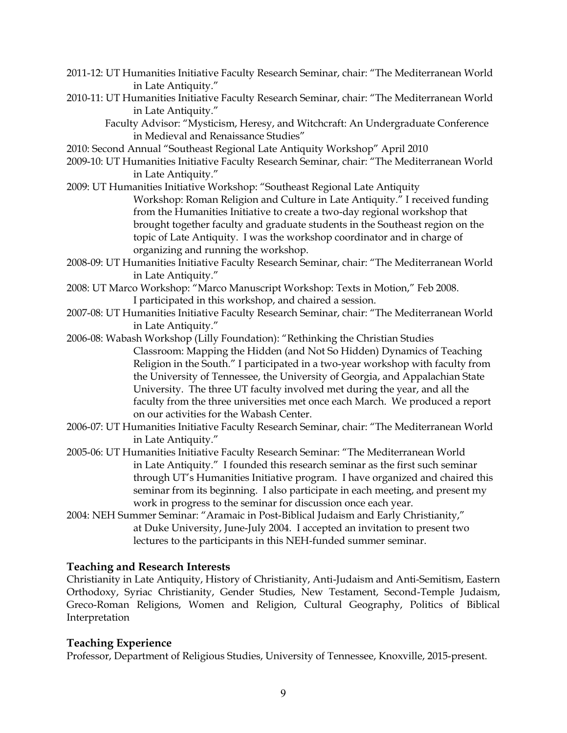2011-12: UT Humanities Initiative Faculty Research Seminar, chair: “The Mediterranean World in Late Antiquity.”

2010-11: UT Humanities Initiative Faculty Research Seminar, chair: “The Mediterranean World in Late Antiquity.”

Faculty Advisor: “Mysticism, Heresy, and Witchcraft: An Undergraduate Conference in Medieval and Renaissance Studies”

2010: Second Annual “Southeast Regional Late Antiquity Workshop” April 2010

2009-10: UT Humanities Initiative Faculty Research Seminar, chair: “The Mediterranean World in Late Antiquity.”

2009: UT Humanities Initiative Workshop: “Southeast Regional Late Antiquity Workshop: Roman Religion and Culture in Late Antiquity.” I received funding from the Humanities Initiative to create a two-day regional workshop that brought together faculty and graduate students in the Southeast region on the topic of Late Antiquity. I was the workshop coordinator and in charge of organizing and running the workshop.

2008-09: UT Humanities Initiative Faculty Research Seminar, chair: “The Mediterranean World in Late Antiquity.”

2008: UT Marco Workshop: “Marco Manuscript Workshop: Texts in Motion,” Feb 2008. I participated in this workshop, and chaired a session.

2007-08: UT Humanities Initiative Faculty Research Seminar, chair: “The Mediterranean World in Late Antiquity.”

2006-08: Wabash Workshop (Lilly Foundation): “Rethinking the Christian Studies Classroom: Mapping the Hidden (and Not So Hidden) Dynamics of Teaching Religion in the South.” I participated in a two-year workshop with faculty from the University of Tennessee, the University of Georgia, and Appalachian State University. The three UT faculty involved met during the year, and all the faculty from the three universities met once each March. We produced a report on our activities for the Wabash Center.

2006-07: UT Humanities Initiative Faculty Research Seminar, chair: “The Mediterranean World in Late Antiquity.”

2005-06: UT Humanities Initiative Faculty Research Seminar: “The Mediterranean World in Late Antiquity.” I founded this research seminar as the first such seminar through UT’s Humanities Initiative program. I have organized and chaired this seminar from its beginning. I also participate in each meeting, and present my work in progress to the seminar for discussion once each year.

2004: NEH Summer Seminar: “Aramaic in Post-Biblical Judaism and Early Christianity,” at Duke University, June-July 2004. I accepted an invitation to present two lectures to the participants in this NEH-funded summer seminar.

### Teaching and Research Interests

Christianity in Late Antiquity, History of Christianity, Anti-Judaism and Anti-Semitism, Eastern Orthodoxy, Syriac Christianity, Gender Studies, New Testament, Second-Temple Judaism, Greco-Roman Religions, Women and Religion, Cultural Geography, Politics of Biblical Interpretation

### Teaching Experience

Professor, Department of Religious Studies, University of Tennessee, Knoxville, 2015-present.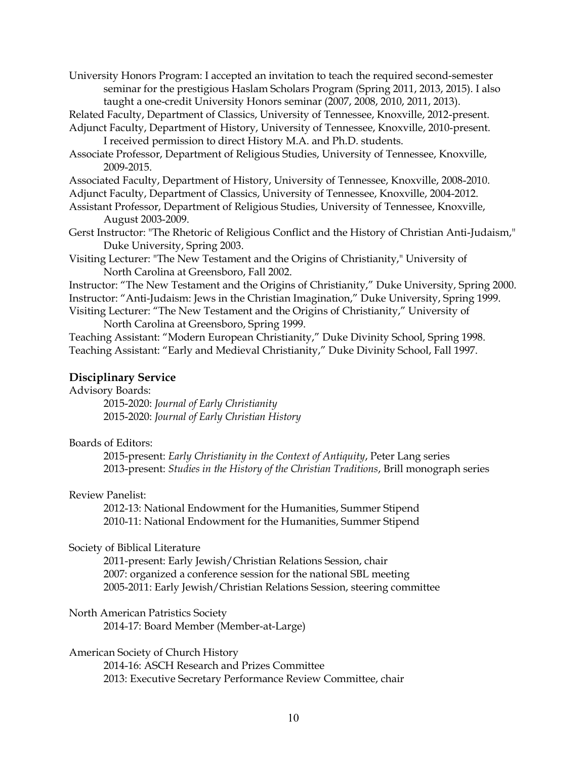University Honors Program: I accepted an invitation to teach the required second-semester seminar for the prestigious Haslam Scholars Program (Spring 2011, 2013, 2015). I also taught a one-credit University Honors seminar (2007, 2008, 2010, 2011, 2013).

Related Faculty, Department of Classics, University of Tennessee, Knoxville, 2012-present.

Adjunct Faculty, Department of History, University of Tennessee, Knoxville, 2010-present. I received permission to direct History M.A. and Ph.D. students.

Associate Professor, Department of Religious Studies, University of Tennessee, Knoxville, 2009-2015.

Associated Faculty, Department of History, University of Tennessee, Knoxville, 2008-2010.

Adjunct Faculty, Department of Classics, University of Tennessee, Knoxville, 2004-2012.

Assistant Professor, Department of Religious Studies, University of Tennessee, Knoxville, August 2003-2009.

Gerst Instructor: "The Rhetoric of Religious Conflict and the History of Christian Anti-Judaism," Duke University, Spring 2003.

Visiting Lecturer: "The New Testament and the Origins of Christianity," University of North Carolina at Greensboro, Fall 2002.

Instructor: "The New Testament and the Origins of Christianity," Duke University, Spring 2000.

Instructor: "Anti-Judaism: Jews in the Christian Imagination," Duke University, Spring 1999.

Visiting Lecturer: "The New Testament and the Origins of Christianity," University of North Carolina at Greensboro, Spring 1999.

Teaching Assistant: "Modern European Christianity," Duke Divinity School, Spring 1998.

Teaching Assistant: "Early and Medieval Christianity," Duke Divinity School, Fall 1997.

## Disciplinary Service

Advisory Boards:

- 2015-2020: *Journal of Early Christianity*
- 2015-2020: *Journal of Early Christian History*

Boards of Editors:

- 2015-present: *Early Christianity in the Context of Antiquity*, Peter Lang series
- 2013-present: *Studies in the History of the Christian Traditions*, Brill monograph series

Review Panelist:

- 2012-13: National Endowment for the Humanities, Summer Stipend
- 2010-11: National Endowment for the Humanities, Summer Stipend

Society of Biblical Literature

- 2011-present: Early Jewish/Christian Relations Session, chair
- 2007: organized a conference session for the national SBL meeting
- 2005-2011: Early Jewish/Christian Relations Session, steering committee

North American Patristics Society

- 2014-17: Board Member (Member-at-Large)

American Society of Church History

- 2014-16: ASCH Research and Prizes Committee
- 2013: Executive Secretary Performance Review Committee, chair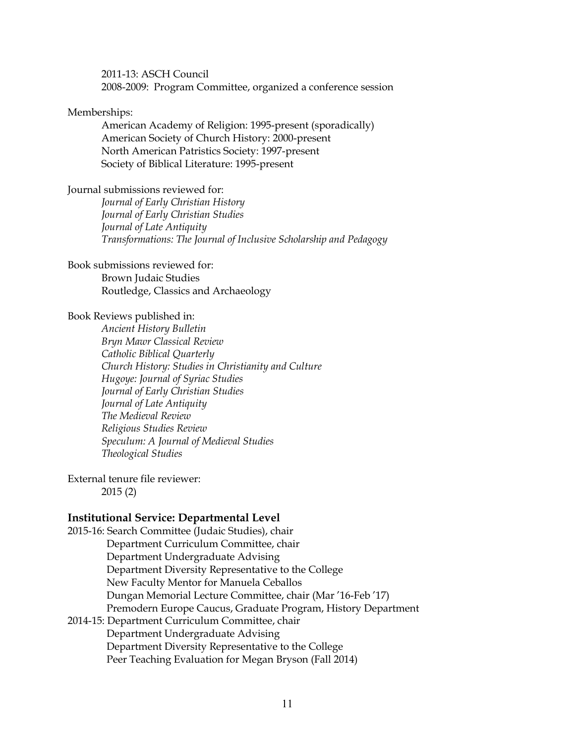2011-13: ASCH Council
2008-2009: Program Committee, organized a conference session

Memberships:

- American Academy of Religion: 1995-present (sporadically)
- American Society of Church History: 2000-present
- North American Patristics Society: 1997-present
- Society of Biblical Literature: 1995-present

Journal submissions reviewed for:

- *Journal of Early Christian History*
- *Journal of Early Christian Studies*
- *Journal of Late Antiquity*
- *Transformations: The Journal of Inclusive Scholarship and Pedagogy*

Book submissions reviewed for:

- Brown Judaic Studies
- Routledge, Classics and Archaeology

Book Reviews published in:

- *Ancient History Bulletin*
- *Bryn Mawr Classical Review*
- *Catholic Biblical Quarterly*
- *Church History: Studies in Christianity and Culture*
- *Hugoye: Journal of Syriac Studies*
- *Journal of Early Christian Studies*
- *Journal of Late Antiquity*
- *The Medieval Review*
- *Religious Studies Review*
- *Speculum: A Journal of Medieval Studies*
- *Theological Studies*

External tenure file reviewer:

- 2015 (2)

**Institutional Service: Departmental Level**

2015-16: Search Committee (Judaic Studies), chair
- Department Curriculum Committee, chair
- Department Undergraduate Advising
- Department Diversity Representative to the College
- New Faculty Mentor for Manuela Ceballos
- Dungan Memorial Lecture Committee, chair (Mar '16-Feb '17)
- Premodern Europe Caucus, Graduate Program, History Department

2014-15: Department Curriculum Committee, chair
- Department Undergraduate Advising
- Department Diversity Representative to the College
- Peer Teaching Evaluation for Megan Bryson (Fall 2014)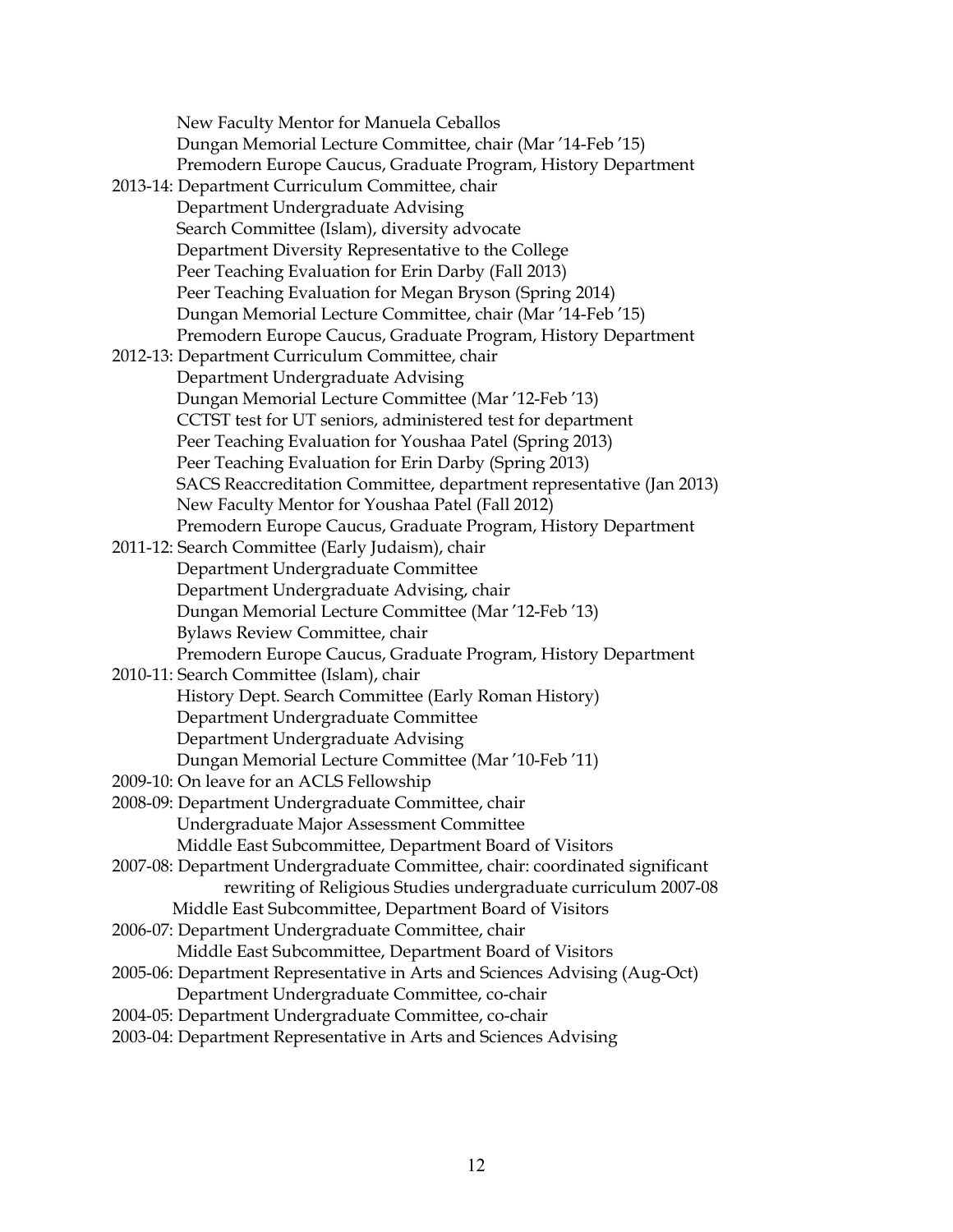New Faculty Mentor for Manuela Ceballos
Dungan Memorial Lecture Committee, chair (Mar ’14-Feb ’15)
Premodern Europe Caucus, Graduate Program, History Department

2013-14: Department Curriculum Committee, chair
Department Undergraduate Advising
Search Committee (Islam), diversity advocate
Department Diversity Representative to the College
Peer Teaching Evaluation for Erin Darby (Fall 2013)
Peer Teaching Evaluation for Megan Bryson (Spring 2014)
Dungan Memorial Lecture Committee, chair (Mar ’14-Feb ’15)
Premodern Europe Caucus, Graduate Program, History Department

2012-13: Department Curriculum Committee, chair
Department Undergraduate Advising
Dungan Memorial Lecture Committee (Mar ’12-Feb ’13)
CCTST test for UT seniors, administered test for department
Peer Teaching Evaluation for Youshaa Patel (Spring 2013)
Peer Teaching Evaluation for Erin Darby (Spring 2013)
SACS Reaccreditation Committee, department representative (Jan 2013)
New Faculty Mentor for Youshaa Patel (Fall 2012)
Premodern Europe Caucus, Graduate Program, History Department

2011-12: Search Committee (Early Judaism), chair
Department Undergraduate Committee
Department Undergraduate Advising, chair
Dungan Memorial Lecture Committee (Mar ’12-Feb ’13)
Bylaws Review Committee, chair
Premodern Europe Caucus, Graduate Program, History Department

2010-11: Search Committee (Islam), chair
History Dept. Search Committee (Early Roman History)
Department Undergraduate Committee
Department Undergraduate Advising
Dungan Memorial Lecture Committee (Mar ’10-Feb ’11)

2009-10: On leave for an ACLS Fellowship

2008-09: Department Undergraduate Committee, chair
Undergraduate Major Assessment Committee
Middle East Subcommittee, Department Board of Visitors

2007-08: Department Undergraduate Committee, chair: coordinated significant rewriting of Religious Studies undergraduate curriculum 2007-08
Middle East Subcommittee, Department Board of Visitors

2006-07: Department Undergraduate Committee, chair
Middle East Subcommittee, Department Board of Visitors

2005-06: Department Representative in Arts and Sciences Advising (Aug-Oct)
Department Undergraduate Committee, co-chair

2004-05: Department Undergraduate Committee, co-chair

2003-04: Department Representative in Arts and Sciences Advising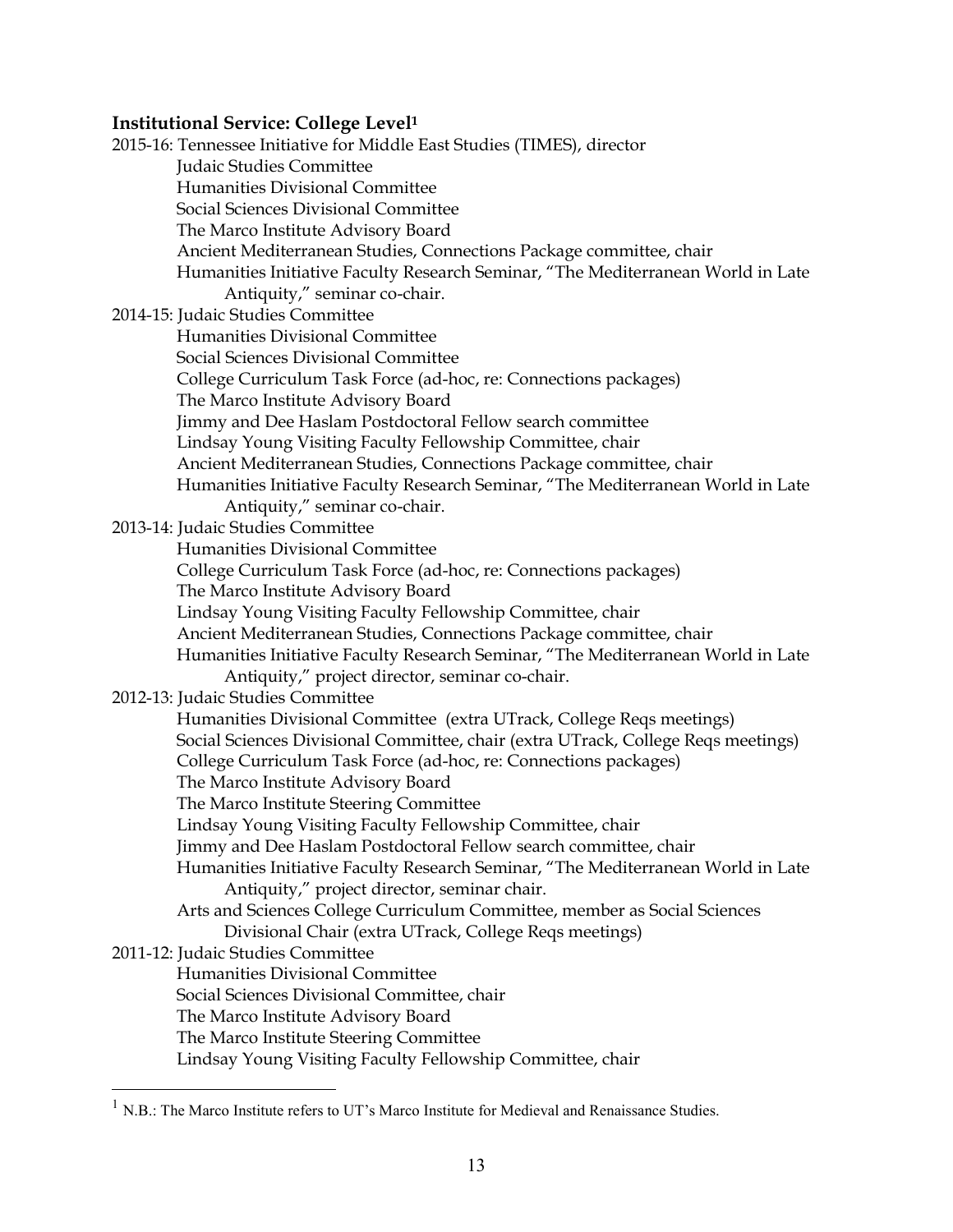### Institutional Service: College Level[1]

2015-16: Tennessee Initiative for Middle East Studies (TIMES), director
- Judaic Studies Committee
- Humanities Divisional Committee
- Social Sciences Divisional Committee
- The Marco Institute Advisory Board
- Ancient Mediterranean Studies, Connections Package committee, chair
- Humanities Initiative Faculty Research Seminar, "The Mediterranean World in Late Antiquity," seminar co-chair.

2014-15: Judaic Studies Committee
- Humanities Divisional Committee
- Social Sciences Divisional Committee
- College Curriculum Task Force (ad-hoc, re: Connections packages)
- The Marco Institute Advisory Board
- Jimmy and Dee Haslam Postdoctoral Fellow search committee
- Lindsay Young Visiting Faculty Fellowship Committee, chair
- Ancient Mediterranean Studies, Connections Package committee, chair
- Humanities Initiative Faculty Research Seminar, "The Mediterranean World in Late Antiquity," seminar co-chair.

2013-14: Judaic Studies Committee
- Humanities Divisional Committee
- College Curriculum Task Force (ad-hoc, re: Connections packages)
- The Marco Institute Advisory Board
- Lindsay Young Visiting Faculty Fellowship Committee, chair
- Ancient Mediterranean Studies, Connections Package committee, chair
- Humanities Initiative Faculty Research Seminar, "The Mediterranean World in Late Antiquity," project director, seminar co-chair.

2012-13: Judaic Studies Committee
- Humanities Divisional Committee (extra UTrack, College Reqs meetings)
- Social Sciences Divisional Committee, chair (extra UTrack, College Reqs meetings)
- College Curriculum Task Force (ad-hoc, re: Connections packages)
- The Marco Institute Advisory Board
- The Marco Institute Steering Committee
- Lindsay Young Visiting Faculty Fellowship Committee, chair
- Jimmy and Dee Haslam Postdoctoral Fellow search committee, chair
- Humanities Initiative Faculty Research Seminar, "The Mediterranean World in Late Antiquity," project director, seminar chair.
- Arts and Sciences College Curriculum Committee, member as Social Sciences Divisional Chair (extra UTrack, College Reqs meetings)

2011-12: Judaic Studies Committee
- Humanities Divisional Committee
- Social Sciences Divisional Committee, chair
- The Marco Institute Advisory Board
- The Marco Institute Steering Committee
- Lindsay Young Visiting Faculty Fellowship Committee, chair

---

[1] N.B.: The Marco Institute refers to UT's Marco Institute for Medieval and Renaissance Studies.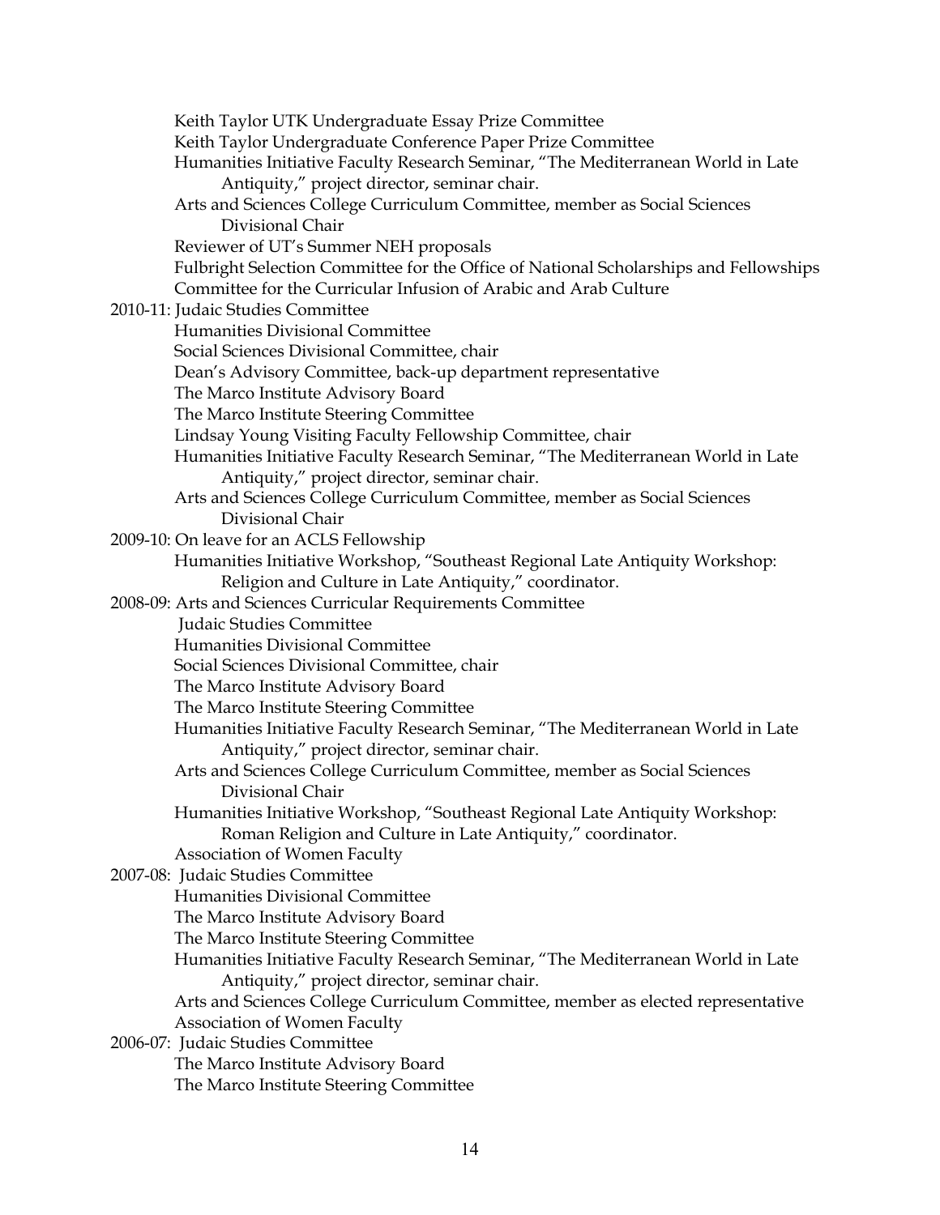Keith Taylor UTK Undergraduate Essay Prize Committee
Keith Taylor Undergraduate Conference Paper Prize Committee
Humanities Initiative Faculty Research Seminar, "The Mediterranean World in Late Antiquity," project director, seminar chair.
Arts and Sciences College Curriculum Committee, member as Social Sciences Divisional Chair
Reviewer of UT's Summer NEH proposals
Fulbright Selection Committee for the Office of National Scholarships and Fellowships
Committee for the Curricular Infusion of Arabic and Arab Culture

2010-11: Judaic Studies Committee
Humanities Divisional Committee
Social Sciences Divisional Committee, chair
Dean's Advisory Committee, back-up department representative
The Marco Institute Advisory Board
The Marco Institute Steering Committee
Lindsay Young Visiting Faculty Fellowship Committee, chair
Humanities Initiative Faculty Research Seminar, "The Mediterranean World in Late Antiquity," project director, seminar chair.
Arts and Sciences College Curriculum Committee, member as Social Sciences Divisional Chair

2009-10: On leave for an ACLS Fellowship
Humanities Initiative Workshop, "Southeast Regional Late Antiquity Workshop: Religion and Culture in Late Antiquity," coordinator.

2008-09: Arts and Sciences Curricular Requirements Committee
Judaic Studies Committee
Humanities Divisional Committee
Social Sciences Divisional Committee, chair
The Marco Institute Advisory Board
The Marco Institute Steering Committee
Humanities Initiative Faculty Research Seminar, "The Mediterranean World in Late Antiquity," project director, seminar chair.
Arts and Sciences College Curriculum Committee, member as Social Sciences Divisional Chair
Humanities Initiative Workshop, "Southeast Regional Late Antiquity Workshop: Roman Religion and Culture in Late Antiquity," coordinator.
Association of Women Faculty

2007-08: Judaic Studies Committee
Humanities Divisional Committee
The Marco Institute Advisory Board
The Marco Institute Steering Committee
Humanities Initiative Faculty Research Seminar, "The Mediterranean World in Late Antiquity," project director, seminar chair.
Arts and Sciences College Curriculum Committee, member as elected representative
Association of Women Faculty

2006-07: Judaic Studies Committee
The Marco Institute Advisory Board
The Marco Institute Steering Committee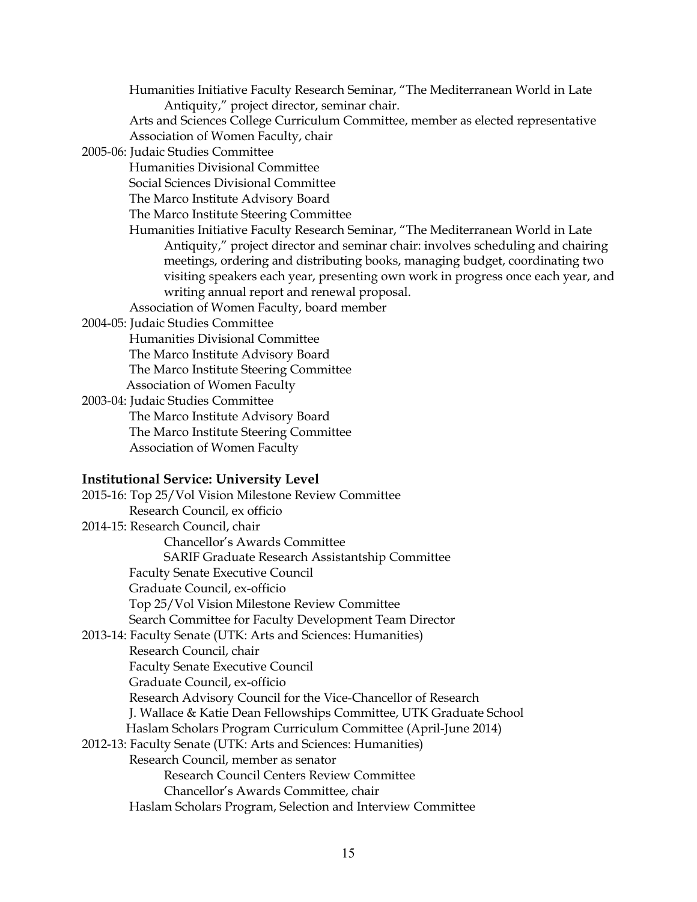Humanities Initiative Faculty Research Seminar, "The Mediterranean World in Late Antiquity," project director, seminar chair.
Arts and Sciences College Curriculum Committee, member as elected representative
Association of Women Faculty, chair

2005-06: Judaic Studies Committee
Humanities Divisional Committee
Social Sciences Divisional Committee
The Marco Institute Advisory Board
The Marco Institute Steering Committee
Humanities Initiative Faculty Research Seminar, "The Mediterranean World in Late Antiquity," project director and seminar chair: involves scheduling and chairing meetings, ordering and distributing books, managing budget, coordinating two visiting speakers each year, presenting own work in progress once each year, and writing annual report and renewal proposal.
Association of Women Faculty, board member

2004-05: Judaic Studies Committee
Humanities Divisional Committee
The Marco Institute Advisory Board
The Marco Institute Steering Committee
Association of Women Faculty

2003-04: Judaic Studies Committee
The Marco Institute Advisory Board
The Marco Institute Steering Committee
Association of Women Faculty

**Institutional Service: University Level**

2015-16: Top 25/Vol Vision Milestone Review Committee
Research Council, ex officio

2014-15: Research Council, chair
Chancellor's Awards Committee
SARIF Graduate Research Assistantship Committee
Faculty Senate Executive Council
Graduate Council, ex-officio
Top 25/Vol Vision Milestone Review Committee
Search Committee for Faculty Development Team Director

2013-14: Faculty Senate (UTK: Arts and Sciences: Humanities)
Research Council, chair
Faculty Senate Executive Council
Graduate Council, ex-officio
Research Advisory Council for the Vice-Chancellor of Research
J. Wallace & Katie Dean Fellowships Committee, UTK Graduate School
Haslam Scholars Program Curriculum Committee (April-June 2014)

2012-13: Faculty Senate (UTK: Arts and Sciences: Humanities)
Research Council, member as senator
Research Council Centers Review Committee
Chancellor's Awards Committee, chair
Haslam Scholars Program, Selection and Interview Committee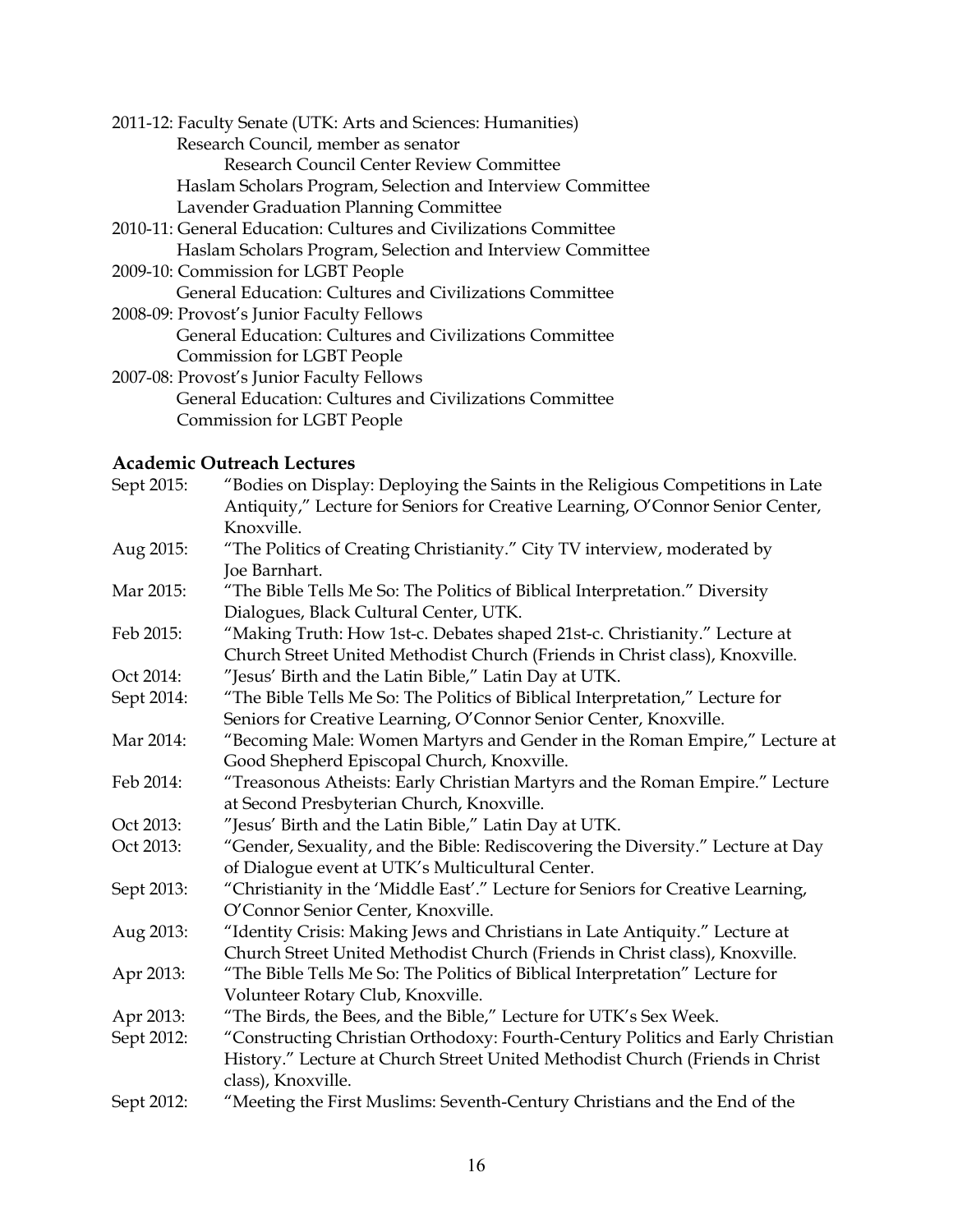2011-12: Faculty Senate (UTK: Arts and Sciences: Humanities)
Research Council, member as senator
Research Council Center Review Committee
Haslam Scholars Program, Selection and Interview Committee
Lavender Graduation Planning Committee

2010-11: General Education: Cultures and Civilizations Committee
Haslam Scholars Program, Selection and Interview Committee

2009-10: Commission for LGBT People
General Education: Cultures and Civilizations Committee

2008-09: Provost's Junior Faculty Fellows
General Education: Cultures and Civilizations Committee
Commission for LGBT People

2007-08: Provost's Junior Faculty Fellows
General Education: Cultures and Civilizations Committee
Commission for LGBT People

### Academic Outreach Lectures

Sept 2015: "Bodies on Display: Deploying the Saints in the Religious Competitions in Late Antiquity," Lecture for Seniors for Creative Learning, O'Connor Senior Center, Knoxville.

Aug 2015: "The Politics of Creating Christianity." City TV interview, moderated by Joe Barnhart.

Mar 2015: "The Bible Tells Me So: The Politics of Biblical Interpretation." Diversity Dialogues, Black Cultural Center, UTK.

Feb 2015: "Making Truth: How 1st-c. Debates shaped 21st-c. Christianity." Lecture at Church Street United Methodist Church (Friends in Christ class), Knoxville.

Oct 2014: "Jesus' Birth and the Latin Bible," Latin Day at UTK.

Sept 2014: "The Bible Tells Me So: The Politics of Biblical Interpretation," Lecture for Seniors for Creative Learning, O'Connor Senior Center, Knoxville.

Mar 2014: "Becoming Male: Women Martyrs and Gender in the Roman Empire," Lecture at Good Shepherd Episcopal Church, Knoxville.

Feb 2014: "Treasonous Atheists: Early Christian Martyrs and the Roman Empire." Lecture at Second Presbyterian Church, Knoxville.

Oct 2013: "Jesus' Birth and the Latin Bible," Latin Day at UTK.

Oct 2013: "Gender, Sexuality, and the Bible: Rediscovering the Diversity." Lecture at Day of Dialogue event at UTK's Multicultural Center.

Sept 2013: "Christianity in the 'Middle East'." Lecture for Seniors for Creative Learning, O'Connor Senior Center, Knoxville.

Aug 2013: "Identity Crisis: Making Jews and Christians in Late Antiquity." Lecture at Church Street United Methodist Church (Friends in Christ class), Knoxville.

Apr 2013: "The Bible Tells Me So: The Politics of Biblical Interpretation" Lecture for Volunteer Rotary Club, Knoxville.

Apr 2013: "The Birds, the Bees, and the Bible," Lecture for UTK's Sex Week.

Sept 2012: "Constructing Christian Orthodoxy: Fourth-Century Politics and Early Christian History." Lecture at Church Street United Methodist Church (Friends in Christ class), Knoxville.

Sept 2012: "Meeting the First Muslims: Seventh-Century Christians and the End of the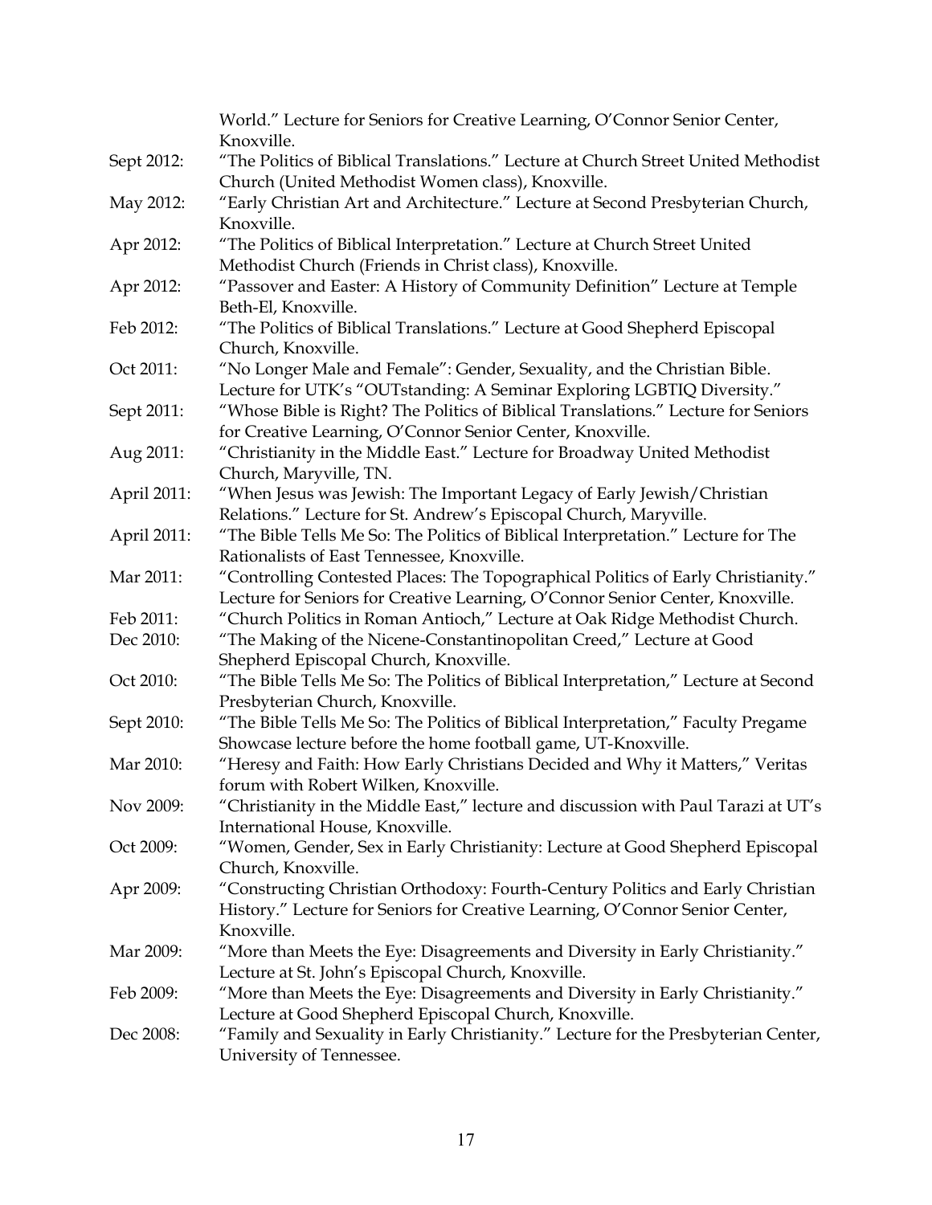World." Lecture for Seniors for Creative Learning, O'Connor Senior Center, Knoxville.

Sept 2012: "The Politics of Biblical Translations." Lecture at Church Street United Methodist Church (United Methodist Women class), Knoxville.

May 2012: "Early Christian Art and Architecture." Lecture at Second Presbyterian Church, Knoxville.

Apr 2012: "The Politics of Biblical Interpretation." Lecture at Church Street United Methodist Church (Friends in Christ class), Knoxville.

Apr 2012: "Passover and Easter: A History of Community Definition" Lecture at Temple Beth-El, Knoxville.

Feb 2012: "The Politics of Biblical Translations." Lecture at Good Shepherd Episcopal Church, Knoxville.

Oct 2011: "No Longer Male and Female": Gender, Sexuality, and the Christian Bible. Lecture for UTK's "OUTstanding: A Seminar Exploring LGBTIQ Diversity."

Sept 2011: "Whose Bible is Right? The Politics of Biblical Translations." Lecture for Seniors for Creative Learning, O'Connor Senior Center, Knoxville.

Aug 2011: "Christianity in the Middle East." Lecture for Broadway United Methodist Church, Maryville, TN.

April 2011: "When Jesus was Jewish: The Important Legacy of Early Jewish/Christian Relations." Lecture for St. Andrew's Episcopal Church, Maryville.

April 2011: "The Bible Tells Me So: The Politics of Biblical Interpretation." Lecture for The Rationalists of East Tennessee, Knoxville.

Mar 2011: "Controlling Contested Places: The Topographical Politics of Early Christianity." Lecture for Seniors for Creative Learning, O'Connor Senior Center, Knoxville.

Feb 2011: "Church Politics in Roman Antioch," Lecture at Oak Ridge Methodist Church.

Dec 2010: "The Making of the Nicene-Constantinopolitan Creed," Lecture at Good Shepherd Episcopal Church, Knoxville.

Oct 2010: "The Bible Tells Me So: The Politics of Biblical Interpretation," Lecture at Second Presbyterian Church, Knoxville.

Sept 2010: "The Bible Tells Me So: The Politics of Biblical Interpretation," Faculty Pregame Showcase lecture before the home football game, UT-Knoxville.

Mar 2010: "Heresy and Faith: How Early Christians Decided and Why it Matters," Veritas forum with Robert Wilken, Knoxville.

Nov 2009: "Christianity in the Middle East," lecture and discussion with Paul Tarazi at UT's International House, Knoxville.

Oct 2009: "Women, Gender, Sex in Early Christianity: Lecture at Good Shepherd Episcopal Church, Knoxville.

Apr 2009: "Constructing Christian Orthodoxy: Fourth-Century Politics and Early Christian History." Lecture for Seniors for Creative Learning, O'Connor Senior Center, Knoxville.

Mar 2009: "More than Meets the Eye: Disagreements and Diversity in Early Christianity." Lecture at St. John's Episcopal Church, Knoxville.

Feb 2009: "More than Meets the Eye: Disagreements and Diversity in Early Christianity." Lecture at Good Shepherd Episcopal Church, Knoxville.

Dec 2008: "Family and Sexuality in Early Christianity." Lecture for the Presbyterian Center, University of Tennessee.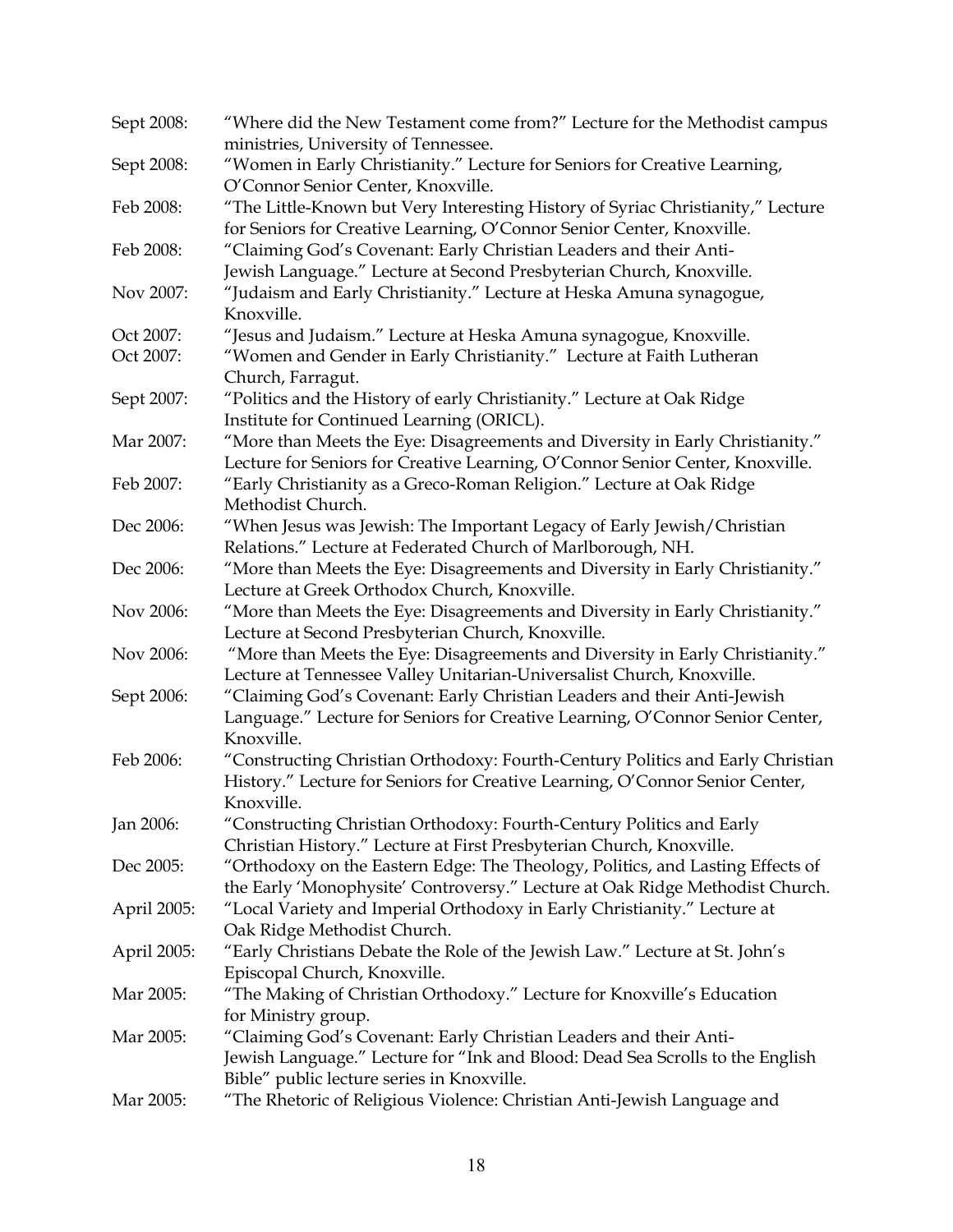Sept 2008: "Where did the New Testament come from?" Lecture for the Methodist campus ministries, University of Tennessee.

Sept 2008: "Women in Early Christianity." Lecture for Seniors for Creative Learning, O'Connor Senior Center, Knoxville.

Feb 2008: "The Little-Known but Very Interesting History of Syriac Christianity," Lecture for Seniors for Creative Learning, O'Connor Senior Center, Knoxville.

Feb 2008: "Claiming God's Covenant: Early Christian Leaders and their Anti-Jewish Language." Lecture at Second Presbyterian Church, Knoxville.

Nov 2007: "Judaism and Early Christianity." Lecture at Heska Amuna synagogue, Knoxville.

Oct 2007: "Jesus and Judaism." Lecture at Heska Amuna synagogue, Knoxville.

Oct 2007: "Women and Gender in Early Christianity." Lecture at Faith Lutheran Church, Farragut.

Sept 2007: "Politics and the History of early Christianity." Lecture at Oak Ridge Institute for Continued Learning (ORICL).

Mar 2007: "More than Meets the Eye: Disagreements and Diversity in Early Christianity." Lecture for Seniors for Creative Learning, O'Connor Senior Center, Knoxville.

Feb 2007: "Early Christianity as a Greco-Roman Religion." Lecture at Oak Ridge Methodist Church.

Dec 2006: "When Jesus was Jewish: The Important Legacy of Early Jewish/Christian Relations." Lecture at Federated Church of Marlborough, NH.

Dec 2006: "More than Meets the Eye: Disagreements and Diversity in Early Christianity." Lecture at Greek Orthodox Church, Knoxville.

Nov 2006: "More than Meets the Eye: Disagreements and Diversity in Early Christianity." Lecture at Second Presbyterian Church, Knoxville.

Nov 2006: "More than Meets the Eye: Disagreements and Diversity in Early Christianity." Lecture at Tennessee Valley Unitarian-Universalist Church, Knoxville.

Sept 2006: "Claiming God's Covenant: Early Christian Leaders and their Anti-Jewish Language." Lecture for Seniors for Creative Learning, O'Connor Senior Center, Knoxville.

Feb 2006: "Constructing Christian Orthodoxy: Fourth-Century Politics and Early Christian History." Lecture for Seniors for Creative Learning, O'Connor Senior Center, Knoxville.

Jan 2006: "Constructing Christian Orthodoxy: Fourth-Century Politics and Early Christian History." Lecture at First Presbyterian Church, Knoxville.

Dec 2005: "Orthodoxy on the Eastern Edge: The Theology, Politics, and Lasting Effects of the Early 'Monophysite' Controversy." Lecture at Oak Ridge Methodist Church.

April 2005: "Local Variety and Imperial Orthodoxy in Early Christianity." Lecture at Oak Ridge Methodist Church.

April 2005: "Early Christians Debate the Role of the Jewish Law." Lecture at St. John's Episcopal Church, Knoxville.

Mar 2005: "The Making of Christian Orthodoxy." Lecture for Knoxville's Education for Ministry group.

Mar 2005: "Claiming God's Covenant: Early Christian Leaders and their Anti-Jewish Language." Lecture for "Ink and Blood: Dead Sea Scrolls to the English Bible" public lecture series in Knoxville.

Mar 2005: "The Rhetoric of Religious Violence: Christian Anti-Jewish Language and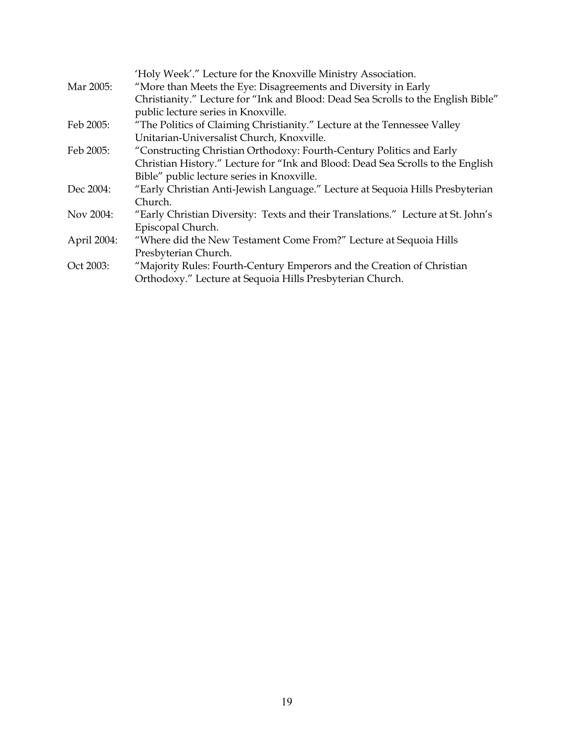'Holy Week'." Lecture for the Knoxville Ministry Association.

Mar 2005: "More than Meets the Eye: Disagreements and Diversity in Early Christianity." Lecture for "Ink and Blood: Dead Sea Scrolls to the English Bible" public lecture series in Knoxville.

Feb 2005: "The Politics of Claiming Christianity." Lecture at the Tennessee Valley Unitarian-Universalist Church, Knoxville.

Feb 2005: "Constructing Christian Orthodoxy: Fourth-Century Politics and Early Christian History." Lecture for "Ink and Blood: Dead Sea Scrolls to the English Bible" public lecture series in Knoxville.

Dec 2004: "Early Christian Anti-Jewish Language." Lecture at Sequoia Hills Presbyterian Church.

Nov 2004: "Early Christian Diversity: Texts and their Translations." Lecture at St. John's Episcopal Church.

April 2004: "Where did the New Testament Come From?" Lecture at Sequoia Hills Presbyterian Church.

Oct 2003: "Majority Rules: Fourth-Century Emperors and the Creation of Christian Orthodoxy." Lecture at Sequoia Hills Presbyterian Church.